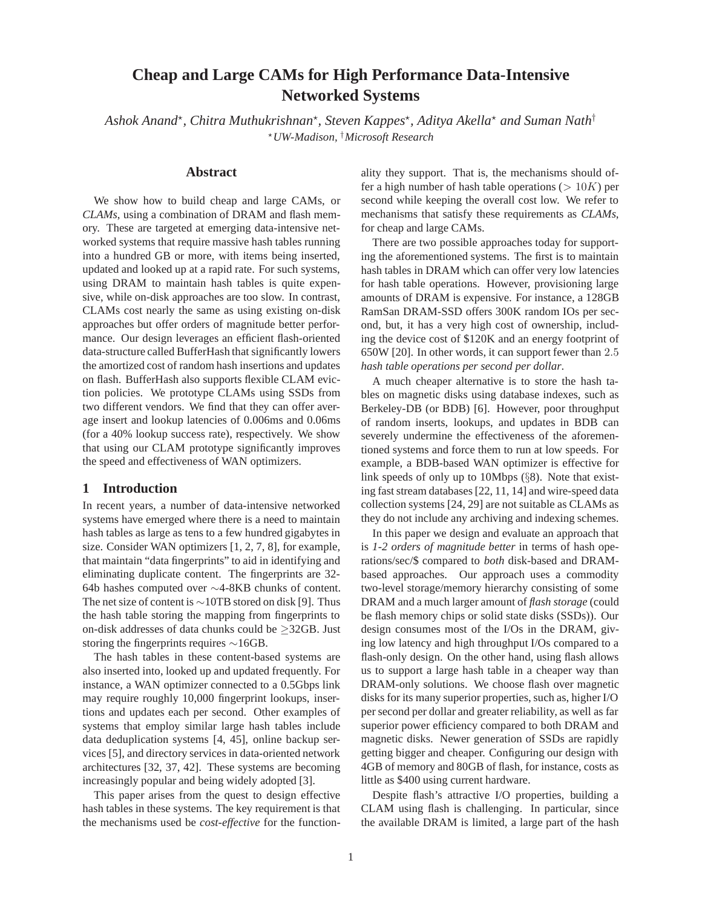# Cheap and Large CAMs for High Performance Data-Intensive Networked Systems

*Ashok Anand*[⋆], *Chitra Muthukrishnan*[⋆], *Steven Kappes*[⋆], *Aditya Akella*[⋆] *and Suman Nath*[†]

[⋆]*UW-Madison*, [†]*Microsoft Research*

## Abstract

We show how to build cheap and large CAMs, or *CLAMs*, using a combination of DRAM and flash memory. These are targeted at emerging data-intensive networked systems that require massive hash tables running into a hundred GB or more, with items being inserted, updated and looked up at a rapid rate. For such systems, using DRAM to maintain hash tables is quite expensive, while on-disk approaches are too slow. In contrast, CLAMs cost nearly the same as using existing on-disk approaches but offer orders of magnitude better performance. Our design leverages an efficient flash-oriented data-structure called BufferHash that significantly lowers the amortized cost of random hash insertions and updates on flash. BufferHash also supports flexible CLAM eviction policies. We prototype CLAMs using SSDs from two different vendors. We find that they can offer average insert and lookup latencies of 0.006ms and 0.06ms (for a 40% lookup success rate), respectively. We show that using our CLAM prototype significantly improves the speed and effectiveness of WAN optimizers.

## 1 Introduction

In recent years, a number of data-intensive networked systems have emerged where there is a need to maintain hash tables as large as tens to a few hundred gigabytes in size. Consider WAN optimizers [1, 2, 7, 8], for example, that maintain "data fingerprints" to aid in identifying and eliminating duplicate content. The fingerprints are 32-64b hashes computed over ∼4-8KB chunks of content. The net size of content is ∼10TB stored on disk [9]. Thus the hash table storing the mapping from fingerprints to on-disk addresses of data chunks could be ≥32GB. Just storing the fingerprints requires ∼16GB.

The hash tables in these content-based systems are also inserted into, looked up and updated frequently. For instance, a WAN optimizer connected to a 0.5Gbps link may require roughly 10,000 fingerprint lookups, insertions and updates each per second. Other examples of systems that employ similar large hash tables include data deduplication systems [4, 45], online backup services [5], and directory services in data-oriented network architectures [32, 37, 42]. These systems are becoming increasingly popular and being widely adopted [3].

This paper arises from the quest to design effective hash tables in these systems. The key requirement is that the mechanisms used be *cost-effective* for the functionality they support. That is, the mechanisms should offer a high number of hash table operations ($> 10K$) per second while keeping the overall cost low. We refer to mechanisms that satisfy these requirements as *CLAMs*, for cheap and large CAMs.

There are two possible approaches today for supporting the aforementioned systems. The first is to maintain hash tables in DRAM which can offer very low latencies for hash table operations. However, provisioning large amounts of DRAM is expensive. For instance, a 128GB RamSan DRAM-SSD offers 300K random IOs per second, but, it has a very high cost of ownership, including the device cost of $120K and an energy footprint of 650W [20]. In other words, it can support fewer than $2.5$ *hash table operations per second per dollar*.

A much cheaper alternative is to store the hash tables on magnetic disks using database indexes, such as Berkeley-DB (or BDB) [6]. However, poor throughput of random inserts, lookups, and updates in BDB can severely undermine the effectiveness of the aforementioned systems and force them to run at low speeds. For example, a BDB-based WAN optimizer is effective for link speeds of only up to 10Mbps (§8). Note that existing fast stream databases [22, 11, 14] and wire-speed data collection systems [24, 29] are not suitable as CLAMs as they do not include any archiving and indexing schemes.

In this paper we design and evaluate an approach that is *1-2 orders of magnitude better* in terms of hash operations/sec/$ compared to *both* disk-based and DRAM-based approaches. Our approach uses a commodity two-level storage/memory hierarchy consisting of some DRAM and a much larger amount of *flash storage* (could be flash memory chips or solid state disks (SSDs)). Our design consumes most of the I/Os in the DRAM, giving low latency and high throughput I/Os compared to a flash-only design. On the other hand, using flash allows us to support a large hash table in a cheaper way than DRAM-only solutions. We choose flash over magnetic disks for its many superior properties, such as, higher I/O per second per dollar and greater reliability, as well as far superior power efficiency compared to both DRAM and magnetic disks. Newer generation of SSDs are rapidly getting bigger and cheaper. Configuring our design with 4GB of memory and 80GB of flash, for instance, costs as little as $400 using current hardware.

Despite flash's attractive I/O properties, building a CLAM using flash is challenging. In particular, since the available DRAM is limited, a large part of the hash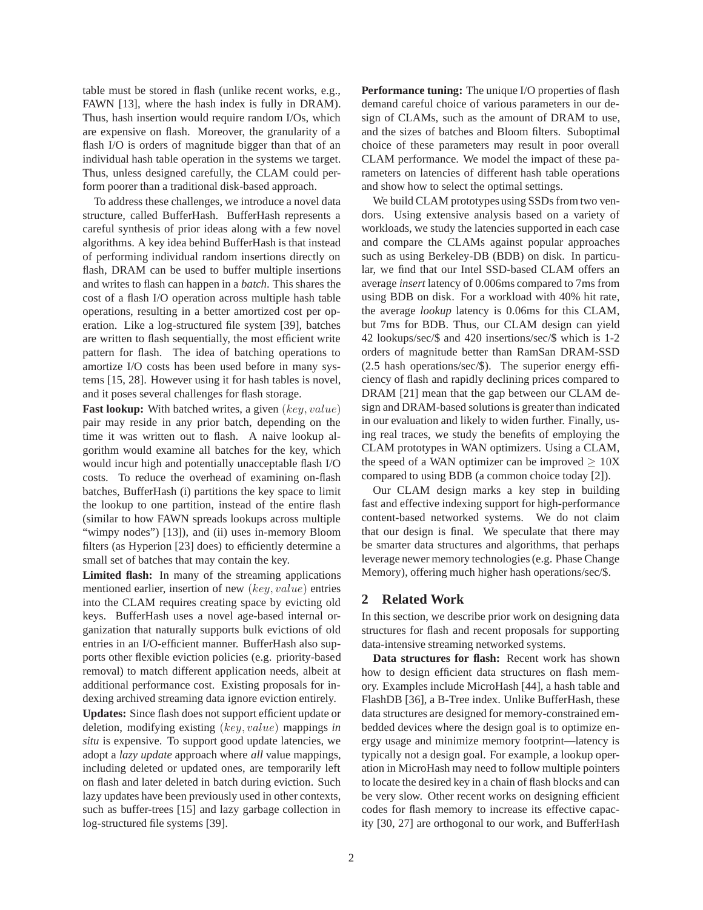table must be stored in flash (unlike recent works, e.g., FAWN [13], where the hash index is fully in DRAM). Thus, hash insertion would require random I/Os, which are expensive on flash. Moreover, the granularity of a flash I/O is orders of magnitude bigger than that of an individual hash table operation in the systems we target. Thus, unless designed carefully, the CLAM could perform poorer than a traditional disk-based approach.

To address these challenges, we introduce a novel data structure, called BufferHash. BufferHash represents a careful synthesis of prior ideas along with a few novel algorithms. A key idea behind BufferHash is that instead of performing individual random insertions directly on flash, DRAM can be used to buffer multiple insertions and writes to flash can happen in a *batch*. This shares the cost of a flash I/O operation across multiple hash table operations, resulting in a better amortized cost per operation. Like a log-structured file system [39], batches are written to flash sequentially, the most efficient write pattern for flash. The idea of batching operations to amortize I/O costs has been used before in many systems [15, 28]. However using it for hash tables is novel, and it poses several challenges for flash storage.

**Fast lookup:** With batched writes, a given $(key, value)$ pair may reside in any prior batch, depending on the time it was written out to flash. A naive lookup algorithm would examine all batches for the key, which would incur high and potentially unacceptable flash I/O costs. To reduce the overhead of examining on-flash batches, BufferHash (i) partitions the key space to limit the lookup to one partition, instead of the entire flash (similar to how FAWN spreads lookups across multiple "wimpy nodes") [13]), and (ii) uses in-memory Bloom filters (as Hyperion [23] does) to efficiently determine a small set of batches that may contain the key.

**Limited flash:** In many of the streaming applications mentioned earlier, insertion of new $(key, value)$ entries into the CLAM requires creating space by evicting old keys. BufferHash uses a novel age-based internal organization that naturally supports bulk evictions of old entries in an I/O-efficient manner. BufferHash also supports other flexible eviction policies (e.g. priority-based removal) to match different application needs, albeit at additional performance cost. Existing proposals for indexing archived streaming data ignore eviction entirely.

**Updates:** Since flash does not support efficient update or deletion, modifying existing $(key, value)$ mappings *in situ* is expensive. To support good update latencies, we adopt a *lazy update* approach where *all* value mappings, including deleted or updated ones, are temporarily left on flash and later deleted in batch during eviction. Such lazy updates have been previously used in other contexts, such as buffer-trees [15] and lazy garbage collection in log-structured file systems [39].

**Performance tuning:** The unique I/O properties of flash demand careful choice of various parameters in our design of CLAMs, such as the amount of DRAM to use, and the sizes of batches and Bloom filters. Suboptimal choice of these parameters may result in poor overall CLAM performance. We model the impact of these parameters on latencies of different hash table operations and show how to select the optimal settings.

We build CLAM prototypes using SSDs from two vendors. Using extensive analysis based on a variety of workloads, we study the latencies supported in each case and compare the CLAMs against popular approaches such as using Berkeley-DB (BDB) on disk. In particular, we find that our Intel SSD-based CLAM offers an average *insert* latency of 0.006ms compared to 7ms from using BDB on disk. For a workload with 40% hit rate, the average *lookup* latency is 0.06ms for this CLAM, but 7ms for BDB. Thus, our CLAM design can yield 42 lookups/sec/\$ and 420 insertions/sec/\$ which is 1-2 orders of magnitude better than RamSan DRAM-SSD (2.5 hash operations/sec/\$). The superior energy efficiency of flash and rapidly declining prices compared to DRAM [21] mean that the gap between our CLAM design and DRAM-based solutions is greater than indicated in our evaluation and likely to widen further. Finally, using real traces, we study the benefits of employing the CLAM prototypes in WAN optimizers. Using a CLAM, the speed of a WAN optimizer can be improved $\geq 10$X compared to using BDB (a common choice today [2]).

Our CLAM design marks a key step in building fast and effective indexing support for high-performance content-based networked systems. We do not claim that our design is final. We speculate that there may be smarter data structures and algorithms, that perhaps leverage newer memory technologies (e.g. Phase Change Memory), offering much higher hash operations/sec/\$.

## 2 Related Work

In this section, we describe prior work on designing data structures for flash and recent proposals for supporting data-intensive streaming networked systems.

**Data structures for flash:** Recent work has shown how to design efficient data structures on flash memory. Examples include MicroHash [44], a hash table and FlashDB [36], a B-Tree index. Unlike BufferHash, these data structures are designed for memory-constrained embedded devices where the design goal is to optimize energy usage and minimize memory footprint—latency is typically not a design goal. For example, a lookup operation in MicroHash may need to follow multiple pointers to locate the desired key in a chain of flash blocks and can be very slow. Other recent works on designing efficient codes for flash memory to increase its effective capacity [30, 27] are orthogonal to our work, and BufferHash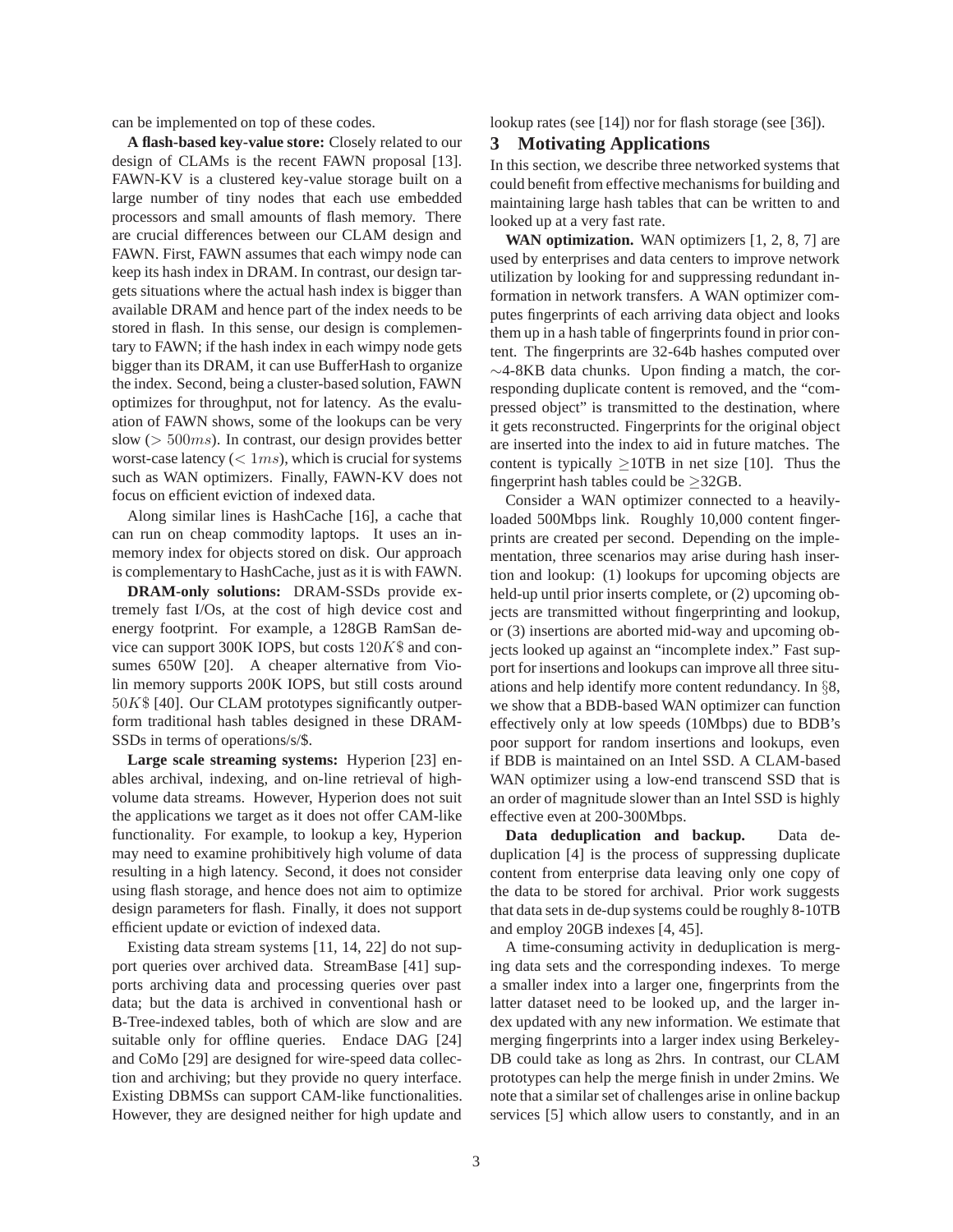can be implemented on top of these codes.

**A flash-based key-value store:** Closely related to our design of CLAMs is the recent FAWN proposal [13]. FAWN-KV is a clustered key-value storage built on a large number of tiny nodes that each use embedded processors and small amounts of flash memory. There are crucial differences between our CLAM design and FAWN. First, FAWN assumes that each wimpy node can keep its hash index in DRAM. In contrast, our design targets situations where the actual hash index is bigger than available DRAM and hence part of the index needs to be stored in flash. In this sense, our design is complementary to FAWN; if the hash index in each wimpy node gets bigger than its DRAM, it can use BufferHash to organize the index. Second, being a cluster-based solution, FAWN optimizes for throughput, not for latency. As the evaluation of FAWN shows, some of the lookups can be very slow ($> 500ms$). In contrast, our design provides better worst-case latency ($< 1ms$), which is crucial for systems such as WAN optimizers. Finally, FAWN-KV does not focus on efficient eviction of indexed data.

Along similar lines is HashCache [16], a cache that can run on cheap commodity laptops. It uses an in-memory index for objects stored on disk. Our approach is complementary to HashCache, just as it is with FAWN.

**DRAM-only solutions:** DRAM-SSDs provide extremely fast I/Os, at the cost of high device cost and energy footprint. For example, a 128GB RamSan device can support 300K IOPS, but costs $120K\$$ and consumes 650W [20]. A cheaper alternative from Violin memory supports 200K IOPS, but still costs around $50K\$$ [40]. Our CLAM prototypes significantly outperform traditional hash tables designed in these DRAM-SSDs in terms of operations/s/\$.

**Large scale streaming systems:** Hyperion [23] enables archival, indexing, and on-line retrieval of high-volume data streams. However, Hyperion does not suit the applications we target as it does not offer CAM-like functionality. For example, to lookup a key, Hyperion may need to examine prohibitively high volume of data resulting in a high latency. Second, it does not consider using flash storage, and hence does not aim to optimize design parameters for flash. Finally, it does not support efficient update or eviction of indexed data.

Existing data stream systems [11, 14, 22] do not support queries over archived data. StreamBase [41] supports archiving data and processing queries over past data; but the data is archived in conventional hash or B-Tree-indexed tables, both of which are slow and are suitable only for offline queries. Endace DAG [24] and CoMo [29] are designed for wire-speed data collection and archiving; but they provide no query interface. Existing DBMSs can support CAM-like functionalities. However, they are designed neither for high update and lookup rates (see [14]) nor for flash storage (see [36]).

## 3 Motivating Applications

In this section, we describe three networked systems that could benefit from effective mechanisms for building and maintaining large hash tables that can be written to and looked up at a very fast rate.

**WAN optimization.** WAN optimizers [1, 2, 8, 7] are used by enterprises and data centers to improve network utilization by looking for and suppressing redundant information in network transfers. A WAN optimizer computes fingerprints of each arriving data object and looks them up in a hash table of fingerprints found in prior content. The fingerprints are 32-64b hashes computed over $\sim$4-8KB data chunks. Upon finding a match, the corresponding duplicate content is removed, and the "compressed object" is transmitted to the destination, where it gets reconstructed. Fingerprints for the original object are inserted into the index to aid in future matches. The content is typically $\geq$10TB in net size [10]. Thus the fingerprint hash tables could be $\geq$32GB.

Consider a WAN optimizer connected to a heavily-loaded 500Mbps link. Roughly 10,000 content fingerprints are created per second. Depending on the implementation, three scenarios may arise during hash insertion and lookup: (1) lookups for upcoming objects are held-up until prior inserts complete, or (2) upcoming objects are transmitted without fingerprinting and lookup, or (3) insertions are aborted mid-way and upcoming objects looked up against an "incomplete index." Fast support for insertions and lookups can improve all three situations and help identify more content redundancy. In §8, we show that a BDB-based WAN optimizer can function effectively only at low speeds (10Mbps) due to BDB's poor support for random insertions and lookups, even if BDB is maintained on an Intel SSD. A CLAM-based WAN optimizer using a low-end transcend SSD that is an order of magnitude slower than an Intel SSD is highly effective even at 200-300Mbps.

**Data deduplication and backup.** Data deduplication [4] is the process of suppressing duplicate content from enterprise data leaving only one copy of the data to be stored for archival. Prior work suggests that data sets in de-dup systems could be roughly 8-10TB and employ 20GB indexes [4, 45].

A time-consuming activity in deduplication is merging data sets and the corresponding indexes. To merge a smaller index into a larger one, fingerprints from the latter dataset need to be looked up, and the larger index updated with any new information. We estimate that merging fingerprints into a larger index using BerkeleyDB could take as long as 2hrs. In contrast, our CLAM prototypes can help the merge finish in under 2mins. We note that a similar set of challenges arise in online backup services [5] which allow users to constantly, and in an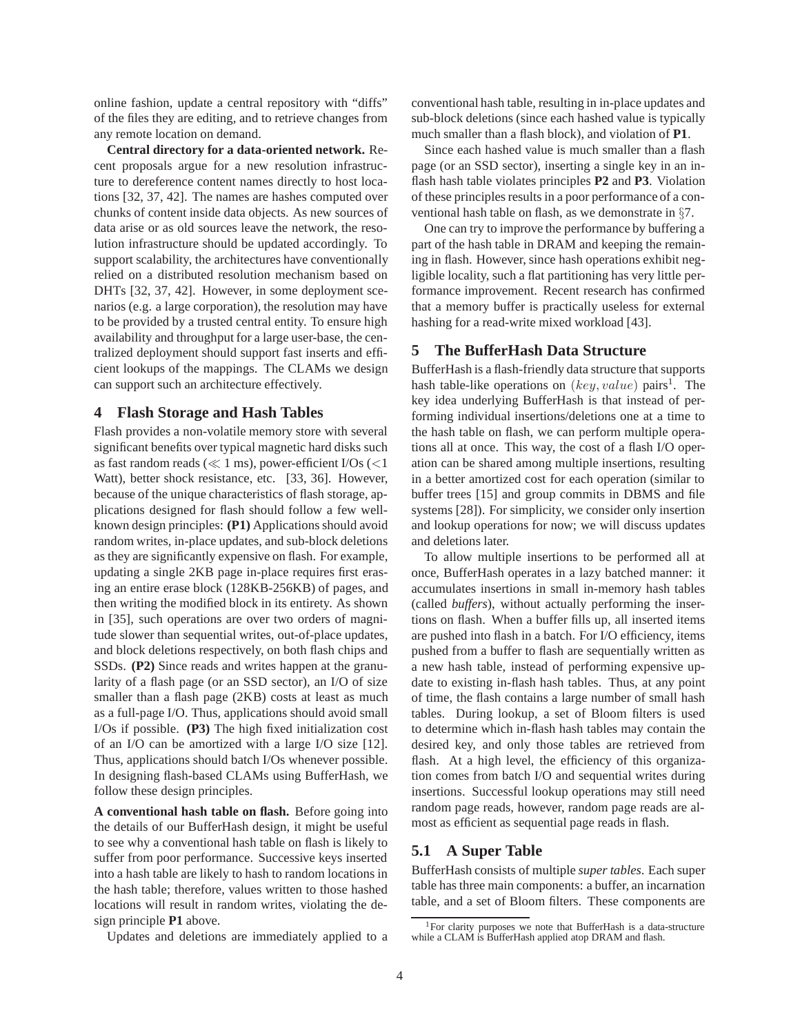online fashion, update a central repository with "diffs" of the files they are editing, and to retrieve changes from any remote location on demand.

**Central directory for a data-oriented network.** Recent proposals argue for a new resolution infrastructure to dereference content names directly to host locations [32, 37, 42]. The names are hashes computed over chunks of content inside data objects. As new sources of data arise or as old sources leave the network, the resolution infrastructure should be updated accordingly. To support scalability, the architectures have conventionally relied on a distributed resolution mechanism based on DHTs [32, 37, 42]. However, in some deployment scenarios (e.g. a large corporation), the resolution may have to be provided by a trusted central entity. To ensure high availability and throughput for a large user-base, the centralized deployment should support fast inserts and efficient lookups of the mappings. The CLAMs we design can support such an architecture effectively.

## 4 Flash Storage and Hash Tables

Flash provides a non-volatile memory store with several significant benefits over typical magnetic hard disks such as fast random reads ($\ll 1$ ms), power-efficient I/Os ($<1$ Watt), better shock resistance, etc. [33, 36]. However, because of the unique characteristics of flash storage, applications designed for flash should follow a few well-known design principles: **(P1)** Applications should avoid random writes, in-place updates, and sub-block deletions as they are significantly expensive on flash. For example, updating a single 2KB page in-place requires first erasing an entire erase block (128KB-256KB) of pages, and then writing the modified block in its entirety. As shown in [35], such operations are over two orders of magnitude slower than sequential writes, out-of-place updates, and block deletions respectively, on both flash chips and SSDs. **(P2)** Since reads and writes happen at the granularity of a flash page (or an SSD sector), an I/O of size smaller than a flash page (2KB) costs at least as much as a full-page I/O. Thus, applications should avoid small I/Os if possible. **(P3)** The high fixed initialization cost of an I/O can be amortized with a large I/O size [12]. Thus, applications should batch I/Os whenever possible. In designing flash-based CLAMs using BufferHash, we follow these design principles.

**A conventional hash table on flash.** Before going into the details of our BufferHash design, it might be useful to see why a conventional hash table on flash is likely to suffer from poor performance. Successive keys inserted into a hash table are likely to hash to random locations in the hash table; therefore, values written to those hashed locations will result in random writes, violating the design principle **P1** above.

Updates and deletions are immediately applied to a conventional hash table, resulting in in-place updates and sub-block deletions (since each hashed value is typically much smaller than a flash block), and violation of **P1**.

Since each hashed value is much smaller than a flash page (or an SSD sector), inserting a single key in an in-flash hash table violates principles **P2** and **P3**. Violation of these principles results in a poor performance of a conventional hash table on flash, as we demonstrate in §7.

One can try to improve the performance by buffering a part of the hash table in DRAM and keeping the remaining in flash. However, since hash operations exhibit negligible locality, such a flat partitioning has very little performance improvement. Recent research has confirmed that a memory buffer is practically useless for external hashing for a read-write mixed workload [43].

## 5 The BufferHash Data Structure

BufferHash is a flash-friendly data structure that supports hash table-like operations on $(key, value)$ pairs[1]. The key idea underlying BufferHash is that instead of performing individual insertions/deletions one at a time to the hash table on flash, we can perform multiple operations all at once. This way, the cost of a flash I/O operation can be shared among multiple insertions, resulting in a better amortized cost for each operation (similar to buffer trees [15] and group commits in DBMS and file systems [28]). For simplicity, we consider only insertion and lookup operations for now; we will discuss updates and deletions later.

To allow multiple insertions to be performed all at once, BufferHash operates in a lazy batched manner: it accumulates insertions in small in-memory hash tables (called *buffers*), without actually performing the insertions on flash. When a buffer fills up, all inserted items are pushed into flash in a batch. For I/O efficiency, items pushed from a buffer to flash are sequentially written as a new hash table, instead of performing expensive update to existing in-flash hash tables. Thus, at any point of time, the flash contains a large number of small hash tables. During lookup, a set of Bloom filters is used to determine which in-flash hash tables may contain the desired key, and only those tables are retrieved from flash. At a high level, the efficiency of this organization comes from batch I/O and sequential writes during insertions. Successful lookup operations may still need random page reads, however, random page reads are almost as efficient as sequential page reads in flash.

### 5.1 A Super Table

BufferHash consists of multiple *super tables*. Each super table has three main components: a buffer, an incarnation table, and a set of Bloom filters. These components are

[1] For clarity purposes we note that BufferHash is a data-structure while a CLAM is BufferHash applied atop DRAM and flash.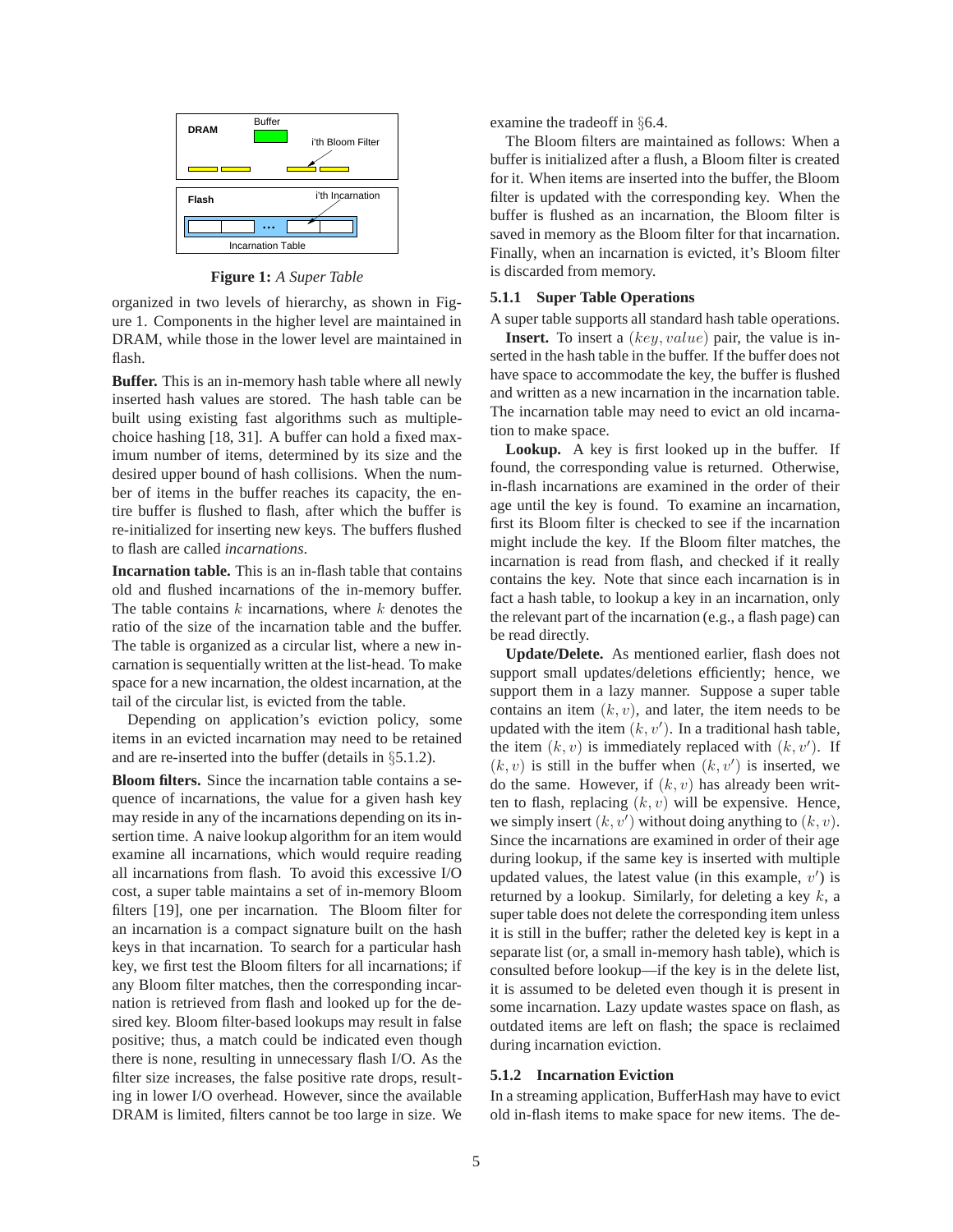**Figure 1:** *A Super Table*

organized in two levels of hierarchy, as shown in Figure 1. Components in the higher level are maintained in DRAM, while those in the lower level are maintained in flash.

**Buffer.** This is an in-memory hash table where all newly inserted hash values are stored. The hash table can be built using existing fast algorithms such as multiple-choice hashing [18, 31]. A buffer can hold a fixed maximum number of items, determined by its size and the desired upper bound of hash collisions. When the number of items in the buffer reaches its capacity, the entire buffer is flushed to flash, after which the buffer is re-initialized for inserting new keys. The buffers flushed to flash are called *incarnations*.

**Incarnation table.** This is an in-flash table that contains old and flushed incarnations of the in-memory buffer. The table contains $k$ incarnations, where $k$ denotes the ratio of the size of the incarnation table and the buffer. The table is organized as a circular list, where a new incarnation is sequentially written at the list-head. To make space for a new incarnation, the oldest incarnation, at the tail of the circular list, is evicted from the table.

Depending on application's eviction policy, some items in an evicted incarnation may need to be retained and are re-inserted into the buffer (details in §5.1.2).

**Bloom filters.** Since the incarnation table contains a sequence of incarnations, the value for a given hash key may reside in any of the incarnations depending on its insertion time. A naive lookup algorithm for an item would examine all incarnations, which would require reading all incarnations from flash. To avoid this excessive I/O cost, a super table maintains a set of in-memory Bloom filters [19], one per incarnation. The Bloom filter for an incarnation is a compact signature built on the hash keys in that incarnation. To search for a particular hash key, we first test the Bloom filters for all incarnations; if any Bloom filter matches, then the corresponding incarnation is retrieved from flash and looked up for the desired key. Bloom filter-based lookups may result in false positive; thus, a match could be indicated even though there is none, resulting in unnecessary flash I/O. As the filter size increases, the false positive rate drops, resulting in lower I/O overhead. However, since the available DRAM is limited, filters cannot be too large in size. We examine the tradeoff in §6.4.

The Bloom filters are maintained as follows: When a buffer is initialized after a flush, a Bloom filter is created for it. When items are inserted into the buffer, the Bloom filter is updated with the corresponding key. When the buffer is flushed as an incarnation, the Bloom filter is saved in memory as the Bloom filter for that incarnation. Finally, when an incarnation is evicted, it's Bloom filter is discarded from memory.

#### 5.1.1 Super Table Operations

A super table supports all standard hash table operations.

**Insert.** To insert a $(key, value)$ pair, the value is inserted in the hash table in the buffer. If the buffer does not have space to accommodate the key, the buffer is flushed and written as a new incarnation in the incarnation table. The incarnation table may need to evict an old incarnation to make space.

**Lookup.** A key is first looked up in the buffer. If found, the corresponding value is returned. Otherwise, in-flash incarnations are examined in the order of their age until the key is found. To examine an incarnation, first its Bloom filter is checked to see if the incarnation might include the key. If the Bloom filter matches, the incarnation is read from flash, and checked if it really contains the key. Note that since each incarnation is in fact a hash table, to lookup a key in an incarnation, only the relevant part of the incarnation (e.g., a flash page) can be read directly.

**Update/Delete.** As mentioned earlier, flash does not support small updates/deletions efficiently; hence, we support them in a lazy manner. Suppose a super table contains an item $(k, v)$, and later, the item needs to be updated with the item $(k, v')$. In a traditional hash table, the item $(k, v)$ is immediately replaced with $(k, v')$. If $(k, v)$ is still in the buffer when $(k, v')$ is inserted, we do the same. However, if $(k, v)$ has already been written to flash, replacing $(k, v)$ will be expensive. Hence, we simply insert $(k, v')$ without doing anything to $(k, v)$. Since the incarnations are examined in order of their age during lookup, if the same key is inserted with multiple updated values, the latest value (in this example, $v'$) is returned by a lookup. Similarly, for deleting a key $k$, a super table does not delete the corresponding item unless it is still in the buffer; rather the deleted key is kept in a separate list (or, a small in-memory hash table), which is consulted before lookup—if the key is in the delete list, it is assumed to be deleted even though it is present in some incarnation. Lazy update wastes space on flash, as outdated items are left on flash; the space is reclaimed during incarnation eviction.

#### 5.1.2 Incarnation Eviction

In a streaming application, BufferHash may have to evict old in-flash items to make space for new items. The de-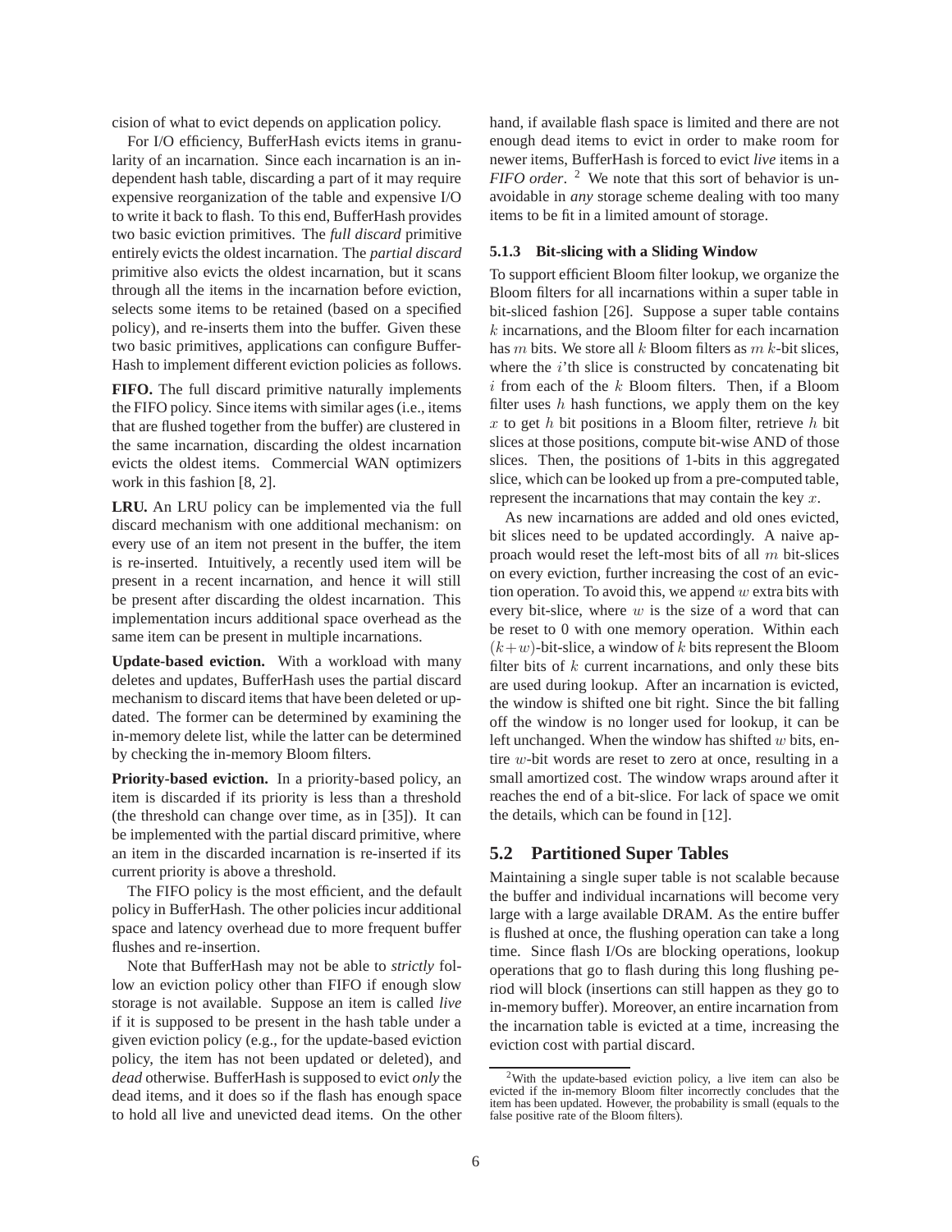cision of what to evict depends on application policy.

For I/O efficiency, BufferHash evicts items in granularity of an incarnation. Since each incarnation is an independent hash table, discarding a part of it may require expensive reorganization of the table and expensive I/O to write it back to flash. To this end, BufferHash provides two basic eviction primitives. The *full discard* primitive entirely evicts the oldest incarnation. The *partial discard* primitive also evicts the oldest incarnation, but it scans through all the items in the incarnation before eviction, selects some items to be retained (based on a specified policy), and re-inserts them into the buffer. Given these two basic primitives, applications can configure BufferHash to implement different eviction policies as follows.

**FIFO.** The full discard primitive naturally implements the FIFO policy. Since items with similar ages (i.e., items that are flushed together from the buffer) are clustered in the same incarnation, discarding the oldest incarnation evicts the oldest items. Commercial WAN optimizers work in this fashion [8, 2].

**LRU.** An LRU policy can be implemented via the full discard mechanism with one additional mechanism: on every use of an item not present in the buffer, the item is re-inserted. Intuitively, a recently used item will be present in a recent incarnation, and hence it will still be present after discarding the oldest incarnation. This implementation incurs additional space overhead as the same item can be present in multiple incarnations.

**Update-based eviction.** With a workload with many deletes and updates, BufferHash uses the partial discard mechanism to discard items that have been deleted or updated. The former can be determined by examining the in-memory delete list, while the latter can be determined by checking the in-memory Bloom filters.

**Priority-based eviction.** In a priority-based policy, an item is discarded if its priority is less than a threshold (the threshold can change over time, as in [35]). It can be implemented with the partial discard primitive, where an item in the discarded incarnation is re-inserted if its current priority is above a threshold.

The FIFO policy is the most efficient, and the default policy in BufferHash. The other policies incur additional space and latency overhead due to more frequent buffer flushes and re-insertion.

Note that BufferHash may not be able to *strictly* follow an eviction policy other than FIFO if enough slow storage is not available. Suppose an item is called *live* if it is supposed to be present in the hash table under a given eviction policy (e.g., for the update-based eviction policy, the item has not been updated or deleted), and *dead* otherwise. BufferHash is supposed to evict *only* the dead items, and it does so if the flash has enough space to hold all live and unevicted dead items. On the other hand, if available flash space is limited and there are not enough dead items to evict in order to make room for newer items, BufferHash is forced to evict *live* items in a *FIFO order*. [2] We note that this sort of behavior is unavoidable in *any* storage scheme dealing with too many items to be fit in a limited amount of storage.

#### 5.1.3 Bit-slicing with a Sliding Window

To support efficient Bloom filter lookup, we organize the Bloom filters for all incarnations within a super table in bit-sliced fashion [26]. Suppose a super table contains $k$ incarnations, and the Bloom filter for each incarnation has $m$ bits. We store all $k$ Bloom filters as $m$ $k$-bit slices, where the $i$'th slice is constructed by concatenating bit $i$ from each of the $k$ Bloom filters. Then, if a Bloom filter uses $h$ hash functions, we apply them on the key $x$ to get $h$ bit positions in a Bloom filter, retrieve $h$ bit slices at those positions, compute bit-wise AND of those slices. Then, the positions of 1-bits in this aggregated slice, which can be looked up from a pre-computed table, represent the incarnations that may contain the key $x$.

As new incarnations are added and old ones evicted, bit slices need to be updated accordingly. A naive approach would reset the left-most bits of all $m$ bit-slices on every eviction, further increasing the cost of an eviction operation. To avoid this, we append $w$ extra bits with every bit-slice, where $w$ is the size of a word that can be reset to 0 with one memory operation. Within each $(k+w)$-bit-slice, a window of $k$ bits represent the Bloom filter bits of $k$ current incarnations, and only these bits are used during lookup. After an incarnation is evicted, the window is shifted one bit right. Since the bit falling off the window is no longer used for lookup, it can be left unchanged. When the window has shifted $w$ bits, entire $w$-bit words are reset to zero at once, resulting in a small amortized cost. The window wraps around after it reaches the end of a bit-slice. For lack of space we omit the details, which can be found in [12].

## 5.2 Partitioned Super Tables

Maintaining a single super table is not scalable because the buffer and individual incarnations will become very large with a large available DRAM. As the entire buffer is flushed at once, the flushing operation can take a long time. Since flash I/Os are blocking operations, lookup operations that go to flash during this long flushing period will block (insertions can still happen as they go to in-memory buffer). Moreover, an entire incarnation from the incarnation table is evicted at a time, increasing the eviction cost with partial discard.

[2] With the update-based eviction policy, a live item can also be evicted if the in-memory Bloom filter incorrectly concludes that the item has been updated. However, the probability is small (equals to the false positive rate of the Bloom filters).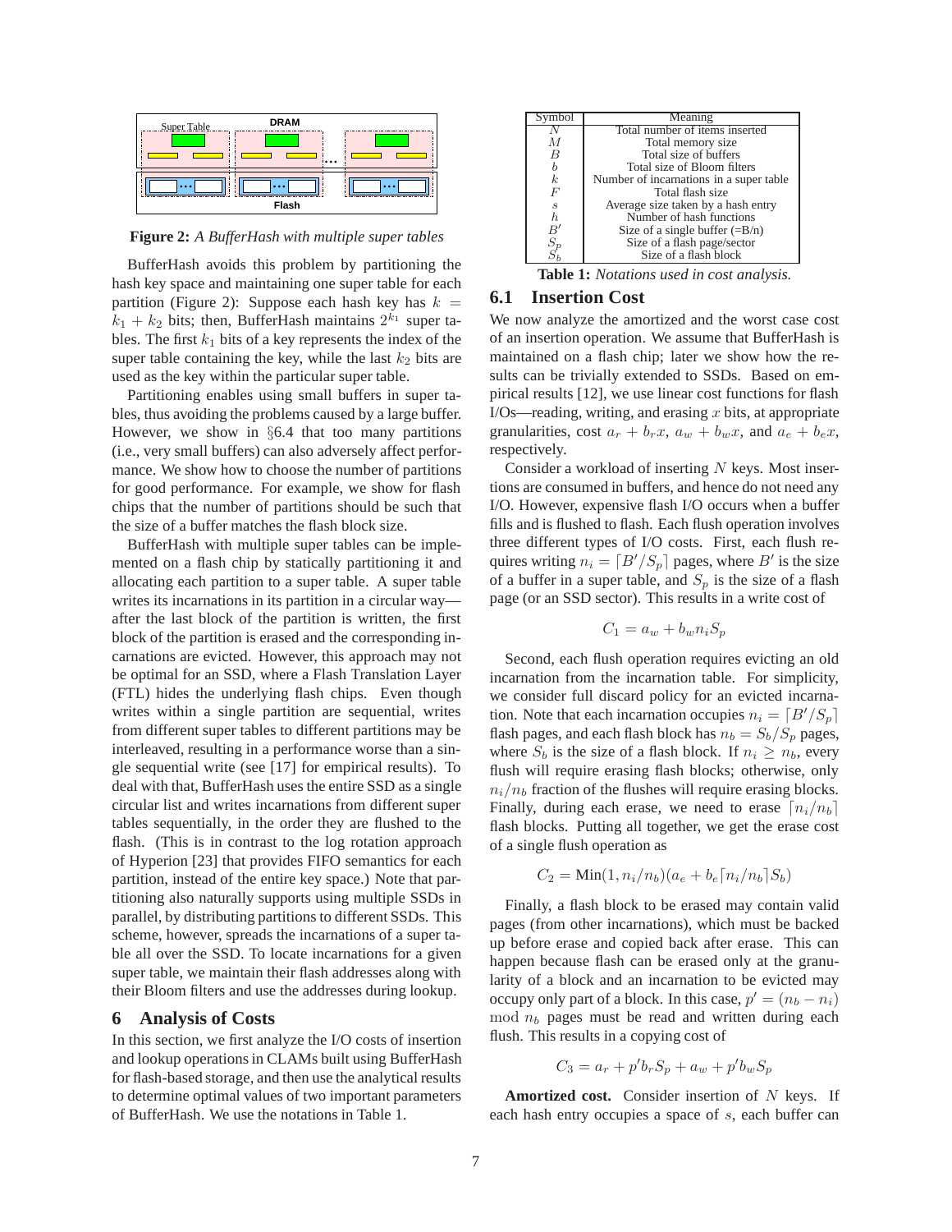**Figure 2:** *A BufferHash with multiple super tables*

BufferHash avoids this problem by partitioning the hash key space and maintaining one super table for each partition (Figure 2): Suppose each hash key has $k = k_1 + k_2$ bits; then, BufferHash maintains $2^{k_1}$ super tables. The first $k_1$ bits of a key represents the index of the super table containing the key, while the last $k_2$ bits are used as the key within the particular super table.

Partitioning enables using small buffers in super tables, thus avoiding the problems caused by a large buffer. However, we show in §6.4 that too many partitions (i.e., very small buffers) can also adversely affect performance. We show how to choose the number of partitions for good performance. For example, we show for flash chips that the number of partitions should be such that the size of a buffer matches the flash block size.

BufferHash with multiple super tables can be implemented on a flash chip by statically partitioning it and allocating each partition to a super table. A super table writes its incarnations in its partition in a circular way—after the last block of the partition is written, the first block of the partition is erased and the corresponding incarnations are evicted. However, this approach may not be optimal for an SSD, where a Flash Translation Layer (FTL) hides the underlying flash chips. Even though writes within a single partition are sequential, writes from different super tables to different partitions may be interleaved, resulting in a performance worse than a single sequential write (see [17] for empirical results). To deal with that, BufferHash uses the entire SSD as a single circular list and writes incarnations from different super tables sequentially, in the order they are flushed to the flash. (This is in contrast to the log rotation approach of Hyperion [23] that provides FIFO semantics for each partition, instead of the entire key space.) Note that partitioning also naturally supports using multiple SSDs in parallel, by distributing partitions to different SSDs. This scheme, however, spreads the incarnations of a super table all over the SSD. To locate incarnations for a given super table, we maintain their flash addresses along with their Bloom filters and use the addresses during lookup.

# 6 Analysis of Costs

In this section, we first analyze the I/O costs of insertion and lookup operations in CLAMs built using BufferHash for flash-based storage, and then use the analytical results to determine optimal values of two important parameters of BufferHash. We use the notations in Table 1.

| Symbol | Meaning |
|---|---|
| $N$ | Total number of items inserted |
| $M$ | Total memory size |
| $B$ | Total size of buffers |
| $b$ | Total size of Bloom filters |
| $k$ | Number of incarnations in a super table |
| $F$ | Total flash size |
| $s$ | Average size taken by a hash entry |
| $h$ | Number of hash functions |
| $B'$ | Size of a single buffer (=B/n) |
| $S_p$ | Size of a flash page/sector |
| $S_b$ | Size of a flash block |

**Table 1:** *Notations used in cost analysis.*

## 6.1 Insertion Cost

We now analyze the amortized and the worst case cost of an insertion operation. We assume that BufferHash is maintained on a flash chip; later we show how the results can be trivially extended to SSDs. Based on empirical results [12], we use linear cost functions for flash I/Os—reading, writing, and erasing $x$ bits, at appropriate granularities, cost $a_r + b_r x$, $a_w + b_w x$, and $a_e + b_e x$, respectively.

Consider a workload of inserting $N$ keys. Most insertions are consumed in buffers, and hence do not need any I/O. However, expensive flash I/O occurs when a buffer fills and is flushed to flash. Each flush operation involves three different types of I/O costs. First, each flush requires writing $n_i = \lceil B'/S_p \rceil$ pages, where $B'$ is the size of a buffer in a super table, and $S_p$ is the size of a flash page (or an SSD sector). This results in a write cost of

$$C_1 = a_w + b_w n_i S_p$$

Second, each flush operation requires evicting an old incarnation from the incarnation table. For simplicity, we consider full discard policy for an evicted incarnation. Note that each incarnation occupies $n_i = \lceil B'/S_p \rceil$ flash pages, and each flash block has $n_b = S_b/S_p$ pages, where $S_b$ is the size of a flash block. If $n_i \geq n_b$, every flush will require erasing flash blocks; otherwise, only $n_i/n_b$ fraction of the flushes will require erasing blocks. Finally, during each erase, we need to erase $\lceil n_i/n_b \rceil$ flash blocks. Putting all together, we get the erase cost of a single flush operation as

$$C_2 = \text{Min}(1, n_i/n_b)(a_e + b_e \lceil n_i/n_b \rceil S_b)$$

Finally, a flash block to be erased may contain valid pages (from other incarnations), which must be backed up before erase and copied back after erase. This can happen because flash can be erased only at the granularity of a block and an incarnation to be evicted may occupy only part of a block. In this case, $p' = (n_b - n_i) \mod n_b$ pages must be read and written during each flush. This results in a copying cost of

$$C_3 = a_r + p' b_r S_p + a_w + p' b_w S_p$$

**Amortized cost.** Consider insertion of $N$ keys. If each hash entry occupies a space of $s$, each buffer can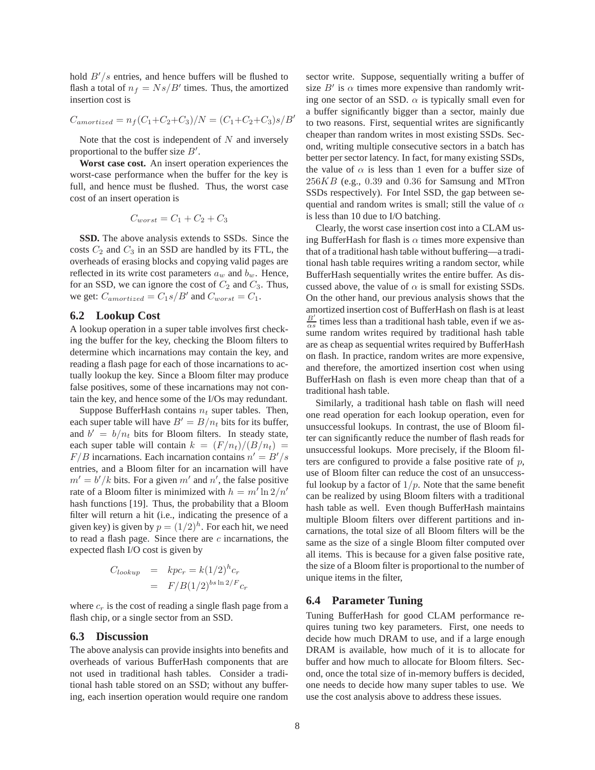hold $B'/s$ entries, and hence buffers will be flushed to flash a total of $n_f = Ns/B'$ times. Thus, the amortized insertion cost is

$$C_{amortized} = n_f(C_1+C_2+C_3)/N = (C_1+C_2+C_3)s/B'$$

Note that the cost is independent of $N$ and inversely proportional to the buffer size $B'$.

**Worst case cost.** An insert operation experiences the worst-case performance when the buffer for the key is full, and hence must be flushed. Thus, the worst case cost of an insert operation is

$$C_{worst} = C_1 + C_2 + C_3$$

**SSD.** The above analysis extends to SSDs. Since the costs $C_2$ and $C_3$ in an SSD are handled by its FTL, the overheads of erasing blocks and copying valid pages are reflected in its write cost parameters $a_w$ and $b_w$. Hence, for an SSD, we can ignore the cost of $C_2$ and $C_3$. Thus, we get: $C_{amortized} = C_1 s/B'$ and $C_{worst} = C_1$.

## 6.2 Lookup Cost

A lookup operation in a super table involves first checking the buffer for the key, checking the Bloom filters to determine which incarnations may contain the key, and reading a flash page for each of those incarnations to actually lookup the key. Since a Bloom filter may produce false positives, some of these incarnations may not contain the key, and hence some of the I/Os may redundant.

Suppose BufferHash contains $n_t$ super tables. Then, each super table will have $B' = B/n_t$ bits for its buffer, and $b' = b/n_t$ bits for Bloom filters. In steady state, each super table will contain $k = (F/n_t)/(B/n_t) = F/B$ incarnations. Each incarnation contains $n' = B'/s$ entries, and a Bloom filter for an incarnation will have $m' = b'/k$ bits. For a given $m'$ and $n'$, the false positive rate of a Bloom filter is minimized with $h = m' \ln 2/n'$ hash functions [19]. Thus, the probability that a Bloom filter will return a hit (i.e., indicating the presence of a given key) is given by $p = (1/2)^h$. For each hit, we need to read a flash page. Since there are $c$ incarnations, the expected flash I/O cost is given by

$$\begin{aligned} C_{lookup} &= kpc_r = k(1/2)^h c_r \\ &= F/B(1/2)^{bs \ln 2/F} c_r \end{aligned}$$

where $c_r$ is the cost of reading a single flash page from a flash chip, or a single sector from an SSD.

## 6.3 Discussion

The above analysis can provide insights into benefits and overheads of various BufferHash components that are not used in traditional hash tables. Consider a traditional hash table stored on an SSD; without any buffering, each insertion operation would require one random sector write. Suppose, sequentially writing a buffer of size $B'$ is $\alpha$ times more expensive than randomly writing one sector of an SSD. $\alpha$ is typically small even for a buffer significantly bigger than a sector, mainly due to two reasons. First, sequential writes are significantly cheaper than random writes in most existing SSDs. Second, writing multiple consecutive sectors in a batch has better per sector latency. In fact, for many existing SSDs, the value of $\alpha$ is less than 1 even for a buffer size of $256KB$ (e.g., $0.39$ and $0.36$ for Samsung and MTron SSDs respectively). For Intel SSD, the gap between sequential and random writes is small; still the value of $\alpha$ is less than 10 due to I/O batching.

Clearly, the worst case insertion cost into a CLAM using BufferHash for flash is $\alpha$ times more expensive than that of a traditional hash table without buffering—a traditional hash table requires writing a random sector, while BufferHash sequentially writes the entire buffer. As discussed above, the value of $\alpha$ is small for existing SSDs. On the other hand, our previous analysis shows that the amortized insertion cost of BufferHash on flash is at least $\frac{B'}{\alpha s}$ times less than a traditional hash table, even if we assume random writes required by traditional hash table are as cheap as sequential writes required by BufferHash on flash. In practice, random writes are more expensive, and therefore, the amortized insertion cost when using BufferHash on flash is even more cheap than that of a traditional hash table.

Similarly, a traditional hash table on flash will need one read operation for each lookup operation, even for unsuccessful lookups. In contrast, the use of Bloom filter can significantly reduce the number of flash reads for unsuccessful lookups. More precisely, if the Bloom filters are configured to provide a false positive rate of $p$, use of Bloom filter can reduce the cost of an unsuccessful lookup by a factor of $1/p$. Note that the same benefit can be realized by using Bloom filters with a traditional hash table as well. Even though BufferHash maintains multiple Bloom filters over different partitions and incarnations, the total size of all Bloom filters will be the same as the size of a single Bloom filter computed over all items. This is because for a given false positive rate, the size of a Bloom filter is proportional to the number of unique items in the filter,

## 6.4 Parameter Tuning

Tuning BufferHash for good CLAM performance requires tuning two key parameters. First, one needs to decide how much DRAM to use, and if a large enough DRAM is available, how much of it is to allocate for buffer and how much to allocate for Bloom filters. Second, once the total size of in-memory buffers is decided, one needs to decide how many super tables to use. We use the cost analysis above to address these issues.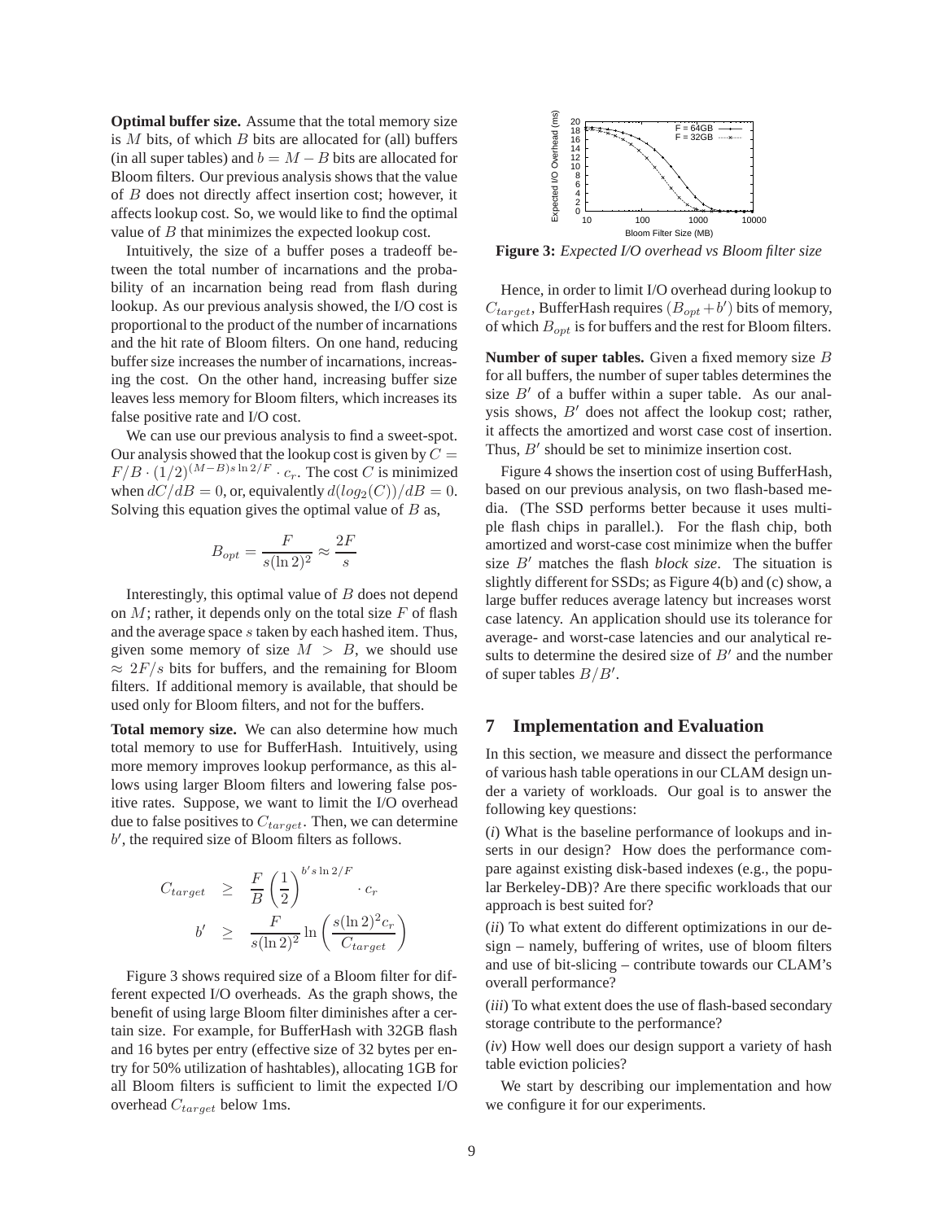**Optimal buffer size.** Assume that the total memory size is $M$ bits, of which $B$ bits are allocated for (all) buffers (in all super tables) and $b = M - B$ bits are allocated for Bloom filters. Our previous analysis shows that the value of $B$ does not directly affect insertion cost; however, it affects lookup cost. So, we would like to find the optimal value of $B$ that minimizes the expected lookup cost.

Intuitively, the size of a buffer poses a tradeoff between the total number of incarnations and the probability of an incarnation being read from flash during lookup. As our previous analysis showed, the I/O cost is proportional to the product of the number of incarnations and the hit rate of Bloom filters. On one hand, reducing buffer size increases the number of incarnations, increasing the cost. On the other hand, increasing buffer size leaves less memory for Bloom filters, which increases its false positive rate and I/O cost.

We can use our previous analysis to find a sweet-spot. Our analysis showed that the lookup cost is given by $C = F/B \cdot (1/2)^{(M-B)s\ln 2/F} \cdot c_r$. The cost $C$ is minimized when $dC/dB = 0$, or, equivalently $d(log_2(C))/dB = 0$. Solving this equation gives the optimal value of $B$ as,

$$B_{opt} = \frac{F}{s(\ln 2)^2} \approx \frac{2F}{s}$$

Interestingly, this optimal value of $B$ does not depend on $M$; rather, it depends only on the total size $F$ of flash and the average space $s$ taken by each hashed item. Thus, given some memory of size $M > B$, we should use $\approx 2F/s$ bits for buffers, and the remaining for Bloom filters. If additional memory is available, that should be used only for Bloom filters, and not for the buffers.

**Total memory size.** We can also determine how much total memory to use for BufferHash. Intuitively, using more memory improves lookup performance, as this allows using larger Bloom filters and lowering false positive rates. Suppose, we want to limit the I/O overhead due to false positives to $C_{target}$. Then, we can determine $b'$, the required size of Bloom filters as follows.

$$\begin{aligned}
C_{target} &\geq \frac{F}{B}\left(\frac{1}{2}\right)^{b's\ln 2/F} \cdot c_r \\
b' &\geq \frac{F}{s(\ln 2)^2}\ln\left(\frac{s(\ln 2)^2 c_r}{C_{target}}\right)
\end{aligned}$$

Figure 3 shows required size of a Bloom filter for different expected I/O overheads. As the graph shows, the benefit of using large Bloom filter diminishes after a certain size. For example, for BufferHash with 32GB flash and 16 bytes per entry (effective size of 32 bytes per entry for 50% utilization of hashtables), allocating 1GB for all Bloom filters is sufficient to limit the expected I/O overhead $C_{target}$ below 1ms.

**Figure 3:** *Expected I/O overhead vs Bloom filter size*

Hence, in order to limit I/O overhead during lookup to $C_{target}$, BufferHash requires $(B_{opt} + b')$ bits of memory, of which $B_{opt}$ is for buffers and the rest for Bloom filters.

**Number of super tables.** Given a fixed memory size $B$ for all buffers, the number of super tables determines the size $B'$ of a buffer within a super table. As our analysis shows, $B'$ does not affect the lookup cost; rather, it affects the amortized and worst case cost of insertion. Thus, $B'$ should be set to minimize insertion cost.

Figure 4 shows the insertion cost of using BufferHash, based on our previous analysis, on two flash-based media. (The SSD performs better because it uses multiple flash chips in parallel.). For the flash chip, both amortized and worst-case cost minimize when the buffer size $B'$ matches the flash *block size*. The situation is slightly different for SSDs; as Figure 4(b) and (c) show, a large buffer reduces average latency but increases worst case latency. An application should use its tolerance for average- and worst-case latencies and our analytical results to determine the desired size of $B'$ and the number of super tables $B/B'$.

## 7 Implementation and Evaluation

In this section, we measure and dissect the performance of various hash table operations in our CLAM design under a variety of workloads. Our goal is to answer the following key questions:

(*i*) What is the baseline performance of lookups and inserts in our design? How does the performance compare against existing disk-based indexes (e.g., the popular Berkeley-DB)? Are there specific workloads that our approach is best suited for?

(*ii*) To what extent do different optimizations in our design – namely, buffering of writes, use of bloom filters and use of bit-slicing – contribute towards our CLAM's overall performance?

(*iii*) To what extent does the use of flash-based secondary storage contribute to the performance?

(*iv*) How well does our design support a variety of hash table eviction policies?

We start by describing our implementation and how we configure it for our experiments.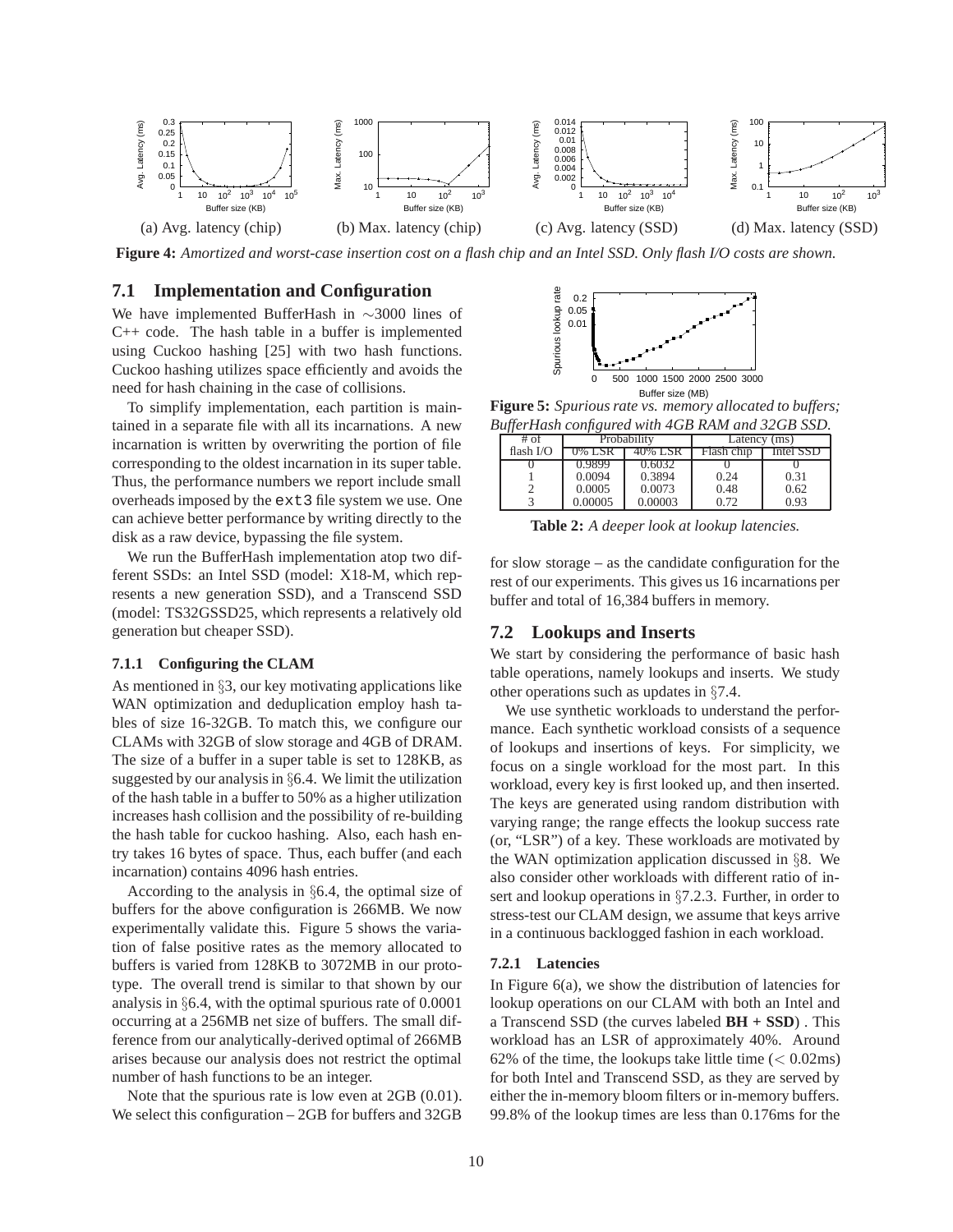(a) Avg. latency (chip) (b) Max. latency (chip) (c) Avg. latency (SSD) (d) Max. latency (SSD)

**Figure 4:** *Amortized and worst-case insertion cost on a flash chip and an Intel SSD. Only flash I/O costs are shown.*

## 7.1 Implementation and Configuration

We have implemented BufferHash in $\sim$3000 lines of C++ code. The hash table in a buffer is implemented using Cuckoo hashing [25] with two hash functions. Cuckoo hashing utilizes space efficiently and avoids the need for hash chaining in the case of collisions.

To simplify implementation, each partition is maintained in a separate file with all its incarnations. A new incarnation is written by overwriting the portion of file corresponding to the oldest incarnation in its super table. Thus, the performance numbers we report include small overheads imposed by the `ext3` file system we use. One can achieve better performance by writing directly to the disk as a raw device, bypassing the file system.

We run the BufferHash implementation atop two different SSDs: an Intel SSD (model: X18-M, which represents a new generation SSD), and a Transcend SSD (model: TS32GSSD25, which represents a relatively old generation but cheaper SSD).

### 7.1.1 Configuring the CLAM

As mentioned in §3, our key motivating applications like WAN optimization and deduplication employ hash tables of size 16-32GB. To match this, we configure our CLAMs with 32GB of slow storage and 4GB of DRAM. The size of a buffer in a super table is set to 128KB, as suggested by our analysis in §6.4. We limit the utilization of the hash table in a buffer to 50% as a higher utilization increases hash collision and the possibility of re-building the hash table for cuckoo hashing. Also, each hash entry takes 16 bytes of space. Thus, each buffer (and each incarnation) contains 4096 hash entries.

According to the analysis in §6.4, the optimal size of buffers for the above configuration is 266MB. We now experimentally validate this. Figure 5 shows the variation of false positive rates as the memory allocated to buffers is varied from 128KB to 3072MB in our prototype. The overall trend is similar to that shown by our analysis in §6.4, with the optimal spurious rate of 0.0001 occurring at a 256MB net size of buffers. The small difference from our analytically-derived optimal of 266MB arises because our analysis does not restrict the optimal number of hash functions to be an integer.

Note that the spurious rate is low even at 2GB (0.01). We select this configuration – 2GB for buffers and 32GB for slow storage – as the candidate configuration for the rest of our experiments. This gives us 16 incarnations per buffer and total of 16,384 buffers in memory.

**Figure 5:** *Spurious rate vs. memory allocated to buffers; BufferHash configured with 4GB RAM and 32GB SSD.*

| # of flash I/O | Probability | | Latency (ms) | |
|---|---|---|---|---|
| | 0% LSR | 40% LSR | Flash chip | Intel SSD |
| 0 | 0.9899 | 0.6032 | 0 | 0 |
| 1 | 0.0094 | 0.3894 | 0.24 | 0.31 |
| 2 | 0.0005 | 0.0073 | 0.48 | 0.62 |
| 3 | 0.00005 | 0.00003 | 0.72 | 0.93 |

**Table 2:** *A deeper look at lookup latencies.*

## 7.2 Lookups and Inserts

We start by considering the performance of basic hash table operations, namely lookups and inserts. We study other operations such as updates in §7.4.

We use synthetic workloads to understand the performance. Each synthetic workload consists of a sequence of lookups and insertions of keys. For simplicity, we focus on a single workload for the most part. In this workload, every key is first looked up, and then inserted. The keys are generated using random distribution with varying range; the range effects the lookup success rate (or, "LSR") of a key. These workloads are motivated by the WAN optimization application discussed in §8. We also consider other workloads with different ratio of insert and lookup operations in §7.2.3. Further, in order to stress-test our CLAM design, we assume that keys arrive in a continuous backlogged fashion in each workload.

### 7.2.1 Latencies

In Figure 6(a), we show the distribution of latencies for lookup operations on our CLAM with both an Intel and a Transcend SSD (the curves labeled **BH + SSD**) . This workload has an LSR of approximately 40%. Around 62% of the time, the lookups take little time ($<$ 0.02ms) for both Intel and Transcend SSD, as they are served by either the in-memory bloom filters or in-memory buffers. 99.8% of the lookup times are less than 0.176ms for the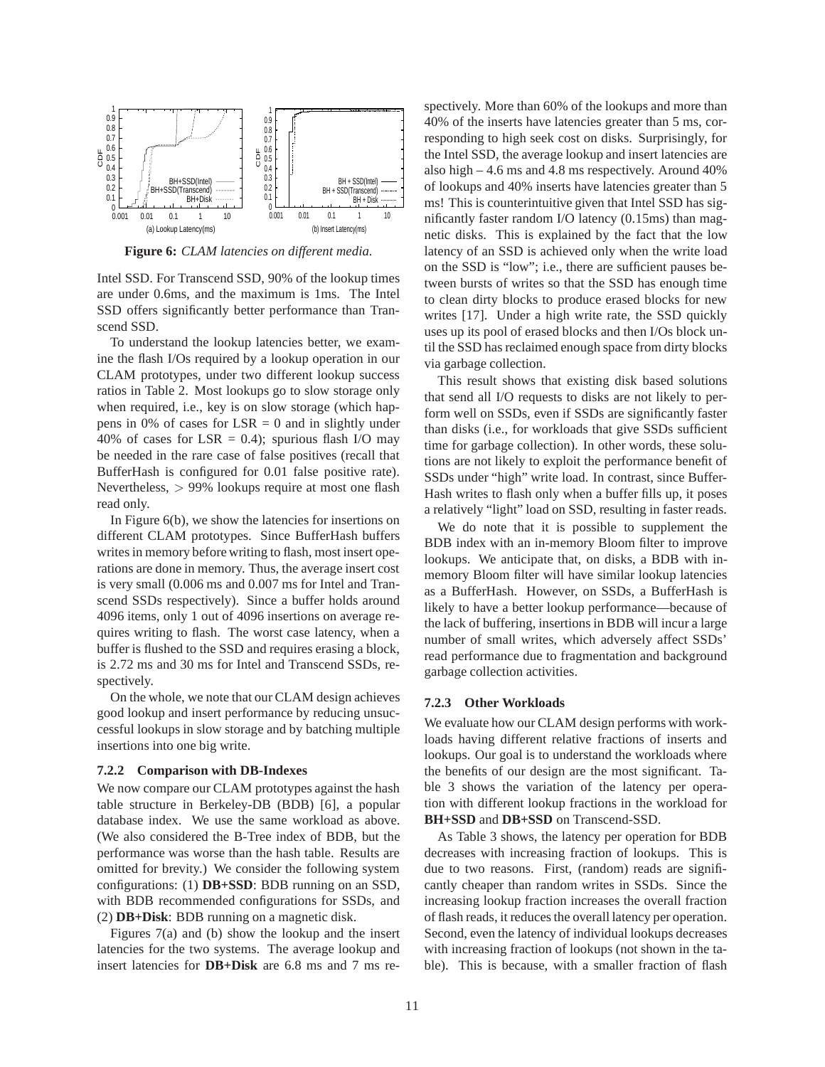Figure 6: *CLAM latencies on different media.*

Intel SSD. For Transcend SSD, 90% of the lookup times are under 0.6ms, and the maximum is 1ms. The Intel SSD offers significantly better performance than Transcend SSD.

To understand the lookup latencies better, we examine the flash I/Os required by a lookup operation in our CLAM prototypes, under two different lookup success ratios in Table 2. Most lookups go to slow storage only when required, i.e., key is on slow storage (which happens in 0% of cases for LSR = 0 and in slightly under 40% of cases for LSR = 0.4); spurious flash I/O may be needed in the rare case of false positives (recall that BufferHash is configured for 0.01 false positive rate). Nevertheless, $>$ 99% lookups require at most one flash read only.

In Figure 6(b), we show the latencies for insertions on different CLAM prototypes. Since BufferHash buffers writes in memory before writing to flash, most insert operations are done in memory. Thus, the average insert cost is very small (0.006 ms and 0.007 ms for Intel and Transcend SSDs respectively). Since a buffer holds around 4096 items, only 1 out of 4096 insertions on average requires writing to flash. The worst case latency, when a buffer is flushed to the SSD and requires erasing a block, is 2.72 ms and 30 ms for Intel and Transcend SSDs, respectively.

On the whole, we note that our CLAM design achieves good lookup and insert performance by reducing unsuccessful lookups in slow storage and by batching multiple insertions into one big write.

#### 7.2.2 Comparison with DB-Indexes

We now compare our CLAM prototypes against the hash table structure in Berkeley-DB (BDB) [6], a popular database index. We use the same workload as above. (We also considered the B-Tree index of BDB, but the performance was worse than the hash table. Results are omitted for brevity.) We consider the following system configurations: (1) **DB+SSD**: BDB running on an SSD, with BDB recommended configurations for SSDs, and (2) **DB+Disk**: BDB running on a magnetic disk.

Figures 7(a) and (b) show the lookup and the insert latencies for the two systems. The average lookup and insert latencies for **DB+Disk** are 6.8 ms and 7 ms respectively. More than 60% of the lookups and more than 40% of the inserts have latencies greater than 5 ms, corresponding to high seek cost on disks. Surprisingly, for the Intel SSD, the average lookup and insert latencies are also high – 4.6 ms and 4.8 ms respectively. Around 40% of lookups and 40% inserts have latencies greater than 5 ms! This is counterintuitive given that Intel SSD has significantly faster random I/O latency (0.15ms) than magnetic disks. This is explained by the fact that the low latency of an SSD is achieved only when the write load on the SSD is "low"; i.e., there are sufficient pauses between bursts of writes so that the SSD has enough time to clean dirty blocks to produce erased blocks for new writes [17]. Under a high write rate, the SSD quickly uses up its pool of erased blocks and then I/Os block until the SSD has reclaimed enough space from dirty blocks via garbage collection.

This result shows that existing disk based solutions that send all I/O requests to disks are not likely to perform well on SSDs, even if SSDs are significantly faster than disks (i.e., for workloads that give SSDs sufficient time for garbage collection). In other words, these solutions are not likely to exploit the performance benefit of SSDs under "high" write load. In contrast, since BufferHash writes to flash only when a buffer fills up, it poses a relatively "light" load on SSD, resulting in faster reads.

We do note that it is possible to supplement the BDB index with an in-memory Bloom filter to improve lookups. We anticipate that, on disks, a BDB with in-memory Bloom filter will have similar lookup latencies as a BufferHash. However, on SSDs, a BufferHash is likely to have a better lookup performance—because of the lack of buffering, insertions in BDB will incur a large number of small writes, which adversely affect SSDs' read performance due to fragmentation and background garbage collection activities.

#### 7.2.3 Other Workloads

We evaluate how our CLAM design performs with workloads having different relative fractions of inserts and lookups. Our goal is to understand the workloads where the benefits of our design are the most significant. Table 3 shows the variation of the latency per operation with different lookup fractions in the workload for **BH+SSD** and **DB+SSD** on Transcend-SSD.

As Table 3 shows, the latency per operation for BDB decreases with increasing fraction of lookups. This is due to two reasons. First, (random) reads are significantly cheaper than random writes in SSDs. Since the increasing lookup fraction increases the overall fraction of flash reads, it reduces the overall latency per operation. Second, even the latency of individual lookups decreases with increasing fraction of lookups (not shown in the table). This is because, with a smaller fraction of flash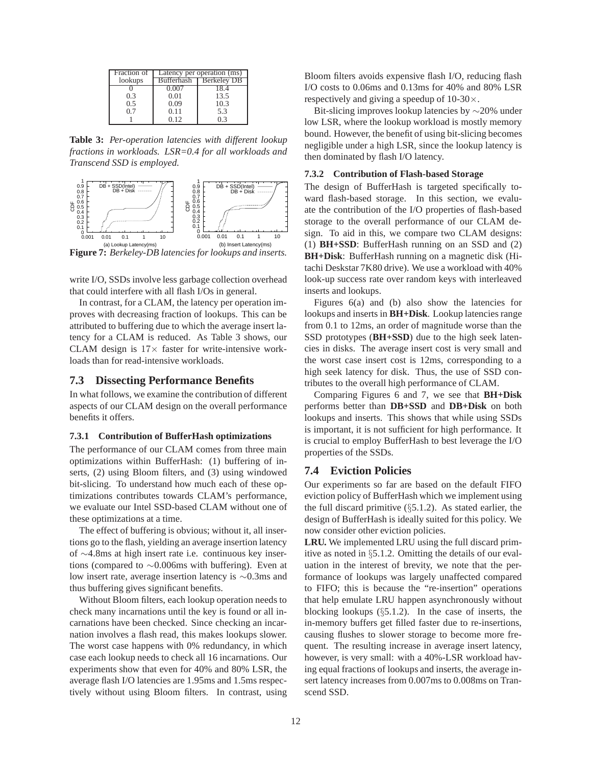| Fraction of lookups | Latency per operation (ms) | |
|---|---|---|
| | Bufferhash | Berkeley DB |
| 0 | 0.007 | 18.4 |
| 0.3 | 0.01 | 13.5 |
| 0.5 | 0.09 | 10.3 |
| 0.7 | 0.11 | 5.3 |
| 1 | 0.12 | 0.3 |

**Table 3:** *Per-operation latencies with different lookup fractions in workloads. LSR=0.4 for all workloads and Transcend SSD is employed.*

**Figure 7:** *Berkeley-DB latencies for lookups and inserts.*

write I/O, SSDs involve less garbage collection overhead that could interfere with all flash I/Os in general.

In contrast, for a CLAM, the latency per operation improves with decreasing fraction of lookups. This can be attributed to buffering due to which the average insert latency for a CLAM is reduced. As Table 3 shows, our CLAM design is 17× faster for write-intensive workloads than for read-intensive workloads.

## 7.3 Dissecting Performance Benefits

In what follows, we examine the contribution of different aspects of our CLAM design on the overall performance benefits it offers.

### 7.3.1 Contribution of BufferHash optimizations

The performance of our CLAM comes from three main optimizations within BufferHash: (1) buffering of inserts, (2) using Bloom filters, and (3) using windowed bit-slicing. To understand how much each of these optimizations contributes towards CLAM's performance, we evaluate our Intel SSD-based CLAM without one of these optimizations at a time.

The effect of buffering is obvious; without it, all insertions go to the flash, yielding an average insertion latency of ∼4.8ms at high insert rate i.e. continuous key insertions (compared to ∼0.006ms with buffering). Even at low insert rate, average insertion latency is ∼0.3ms and thus buffering gives significant benefits.

Without Bloom filters, each lookup operation needs to check many incarnations until the key is found or all incarnations have been checked. Since checking an incarnation involves a flash read, this makes lookups slower. The worst case happens with 0% redundancy, in which case each lookup needs to check all 16 incarnations. Our experiments show that even for 40% and 80% LSR, the average flash I/O latencies are 1.95ms and 1.5ms respectively without using Bloom filters. In contrast, using Bloom filters avoids expensive flash I/O, reducing flash I/O costs to 0.06ms and 0.13ms for 40% and 80% LSR respectively and giving a speedup of 10-30×.

Bit-slicing improves lookup latencies by ∼20% under low LSR, where the lookup workload is mostly memory bound. However, the benefit of using bit-slicing becomes negligible under a high LSR, since the lookup latency is then dominated by flash I/O latency.

### 7.3.2 Contribution of Flash-based Storage

The design of BufferHash is targeted specifically toward flash-based storage. In this section, we evaluate the contribution of the I/O properties of flash-based storage to the overall performance of our CLAM design. To aid in this, we compare two CLAM designs: (1) **BH+SSD**: BufferHash running on an SSD and (2) **BH+Disk**: BufferHash running on a magnetic disk (Hitachi Deskstar 7K80 drive). We use a workload with 40% look-up success rate over random keys with interleaved inserts and lookups.

Figures 6(a) and (b) also show the latencies for lookups and inserts in **BH+Disk**. Lookup latencies range from 0.1 to 12ms, an order of magnitude worse than the SSD prototypes (**BH+SSD**) due to the high seek latencies in disks. The average insert cost is very small and the worst case insert cost is 12ms, corresponding to a high seek latency for disk. Thus, the use of SSD contributes to the overall high performance of CLAM.

Comparing Figures 6 and 7, we see that **BH+Disk** performs better than **DB+SSD** and **DB+Disk** on both lookups and inserts. This shows that while using SSDs is important, it is not sufficient for high performance. It is crucial to employ BufferHash to best leverage the I/O properties of the SSDs.

## 7.4 Eviction Policies

Our experiments so far are based on the default FIFO eviction policy of BufferHash which we implement using the full discard primitive (§5.1.2). As stated earlier, the design of BufferHash is ideally suited for this policy. We now consider other eviction policies.

**LRU.** We implemented LRU using the full discard primitive as noted in §5.1.2. Omitting the details of our evaluation in the interest of brevity, we note that the performance of lookups was largely unaffected compared to FIFO; this is because the "re-insertion" operations that help emulate LRU happen asynchronously without blocking lookups (§5.1.2). In the case of inserts, the in-memory buffers get filled faster due to re-insertions, causing flushes to slower storage to become more frequent. The resulting increase in average insert latency, however, is very small: with a 40%-LSR workload having equal fractions of lookups and inserts, the average insert latency increases from 0.007ms to 0.008ms on Transcend SSD.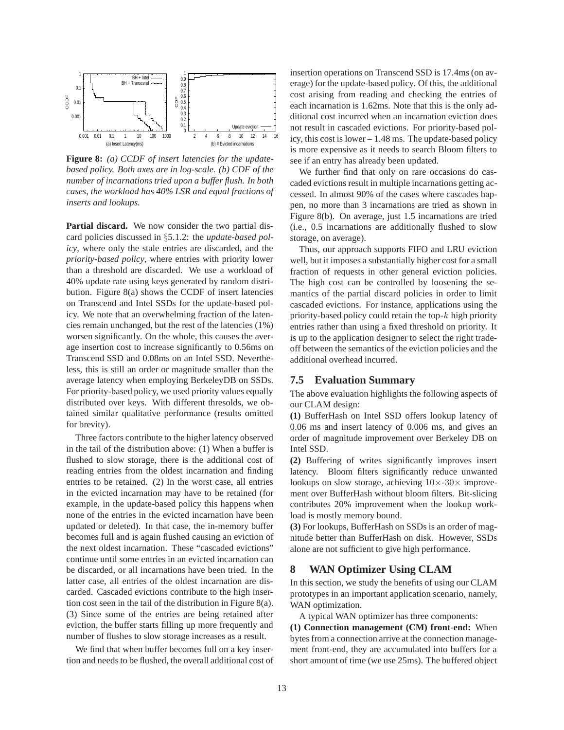**Figure 8:** *(a) CCDF of insert latencies for the update-based policy. Both axes are in log-scale. (b) CDF of the number of incarnations tried upon a buffer flush. In both cases, the workload has 40% LSR and equal fractions of inserts and lookups.*

**Partial discard.** We now consider the two partial discard policies discussed in §5.1.2: the *update-based policy*, where only the stale entries are discarded, and the *priority-based policy*, where entries with priority lower than a threshold are discarded. We use a workload of 40% update rate using keys generated by random distribution. Figure 8(a) shows the CCDF of insert latencies on Transcend and Intel SSDs for the update-based policy. We note that an overwhelming fraction of the latencies remain unchanged, but the rest of the latencies (1%) worsen significantly. On the whole, this causes the average insertion cost to increase significantly to 0.56ms on Transcend SSD and 0.08ms on an Intel SSD. Nevertheless, this is still an order or magnitude smaller than the average latency when employing BerkeleyDB on SSDs. For priority-based policy, we used priority values equally distributed over keys. With different thresolds, we obtained similar qualitative performance (results omitted for brevity).

Three factors contribute to the higher latency observed in the tail of the distribution above: (1) When a buffer is flushed to slow storage, there is the additional cost of reading entries from the oldest incarnation and finding entries to be retained. (2) In the worst case, all entries in the evicted incarnation may have to be retained (for example, in the update-based policy this happens when none of the entries in the evicted incarnation have been updated or deleted). In that case, the in-memory buffer becomes full and is again flushed causing an eviction of the next oldest incarnation. These "cascaded evictions" continue until some entries in an evicted incarnation can be discarded, or all incarnations have been tried. In the latter case, all entries of the oldest incarnation are discarded. Cascaded evictions contribute to the high insertion cost seen in the tail of the distribution in Figure 8(a). (3) Since some of the entries are being retained after eviction, the buffer starts filling up more frequently and number of flushes to slow storage increases as a result.

We find that when buffer becomes full on a key insertion and needs to be flushed, the overall additional cost of insertion operations on Transcend SSD is 17.4ms (on average) for the update-based policy. Of this, the additional cost arising from reading and checking the entries of each incarnation is 1.62ms. Note that this is the only additional cost incurred when an incarnation eviction does not result in cascaded evictions. For priority-based policy, this cost is lower – 1.48 ms. The update-based policy is more expensive as it needs to search Bloom filters to see if an entry has already been updated.

We further find that only on rare occasions do cascaded evictions result in multiple incarnations getting accessed. In almost 90% of the cases where cascades happen, no more than 3 incarnations are tried as shown in Figure 8(b). On average, just 1.5 incarnations are tried (i.e., 0.5 incarnations are additionally flushed to slow storage, on average).

Thus, our approach supports FIFO and LRU eviction well, but it imposes a substantially higher cost for a small fraction of requests in other general eviction policies. The high cost can be controlled by loosening the semantics of the partial discard policies in order to limit cascaded evictions. For instance, applications using the priority-based policy could retain the top-$k$ high priority entries rather than using a fixed threshold on priority. It is up to the application designer to select the right tradeoff between the semantics of the eviction policies and the additional overhead incurred.

## 7.5 Evaluation Summary

The above evaluation highlights the following aspects of our CLAM design:

**(1)** BufferHash on Intel SSD offers lookup latency of 0.06 ms and insert latency of 0.006 ms, and gives an order of magnitude improvement over Berkeley DB on Intel SSD.

**(2)** Buffering of writes significantly improves insert latency. Bloom filters significantly reduce unwanted lookups on slow storage, achieving $10\times$-$30\times$ improvement over BufferHash without bloom filters. Bit-slicing contributes 20% improvement when the lookup workload is mostly memory bound.

**(3)** For lookups, BufferHash on SSDs is an order of magnitude better than BufferHash on disk. However, SSDs alone are not sufficient to give high performance.

# 8 WAN Optimizer Using CLAM

In this section, we study the benefits of using our CLAM prototypes in an important application scenario, namely, WAN optimization.

A typical WAN optimizer has three components:

**(1) Connection management (CM) front-end:** When bytes from a connection arrive at the connection management front-end, they are accumulated into buffers for a short amount of time (we use 25ms). The buffered object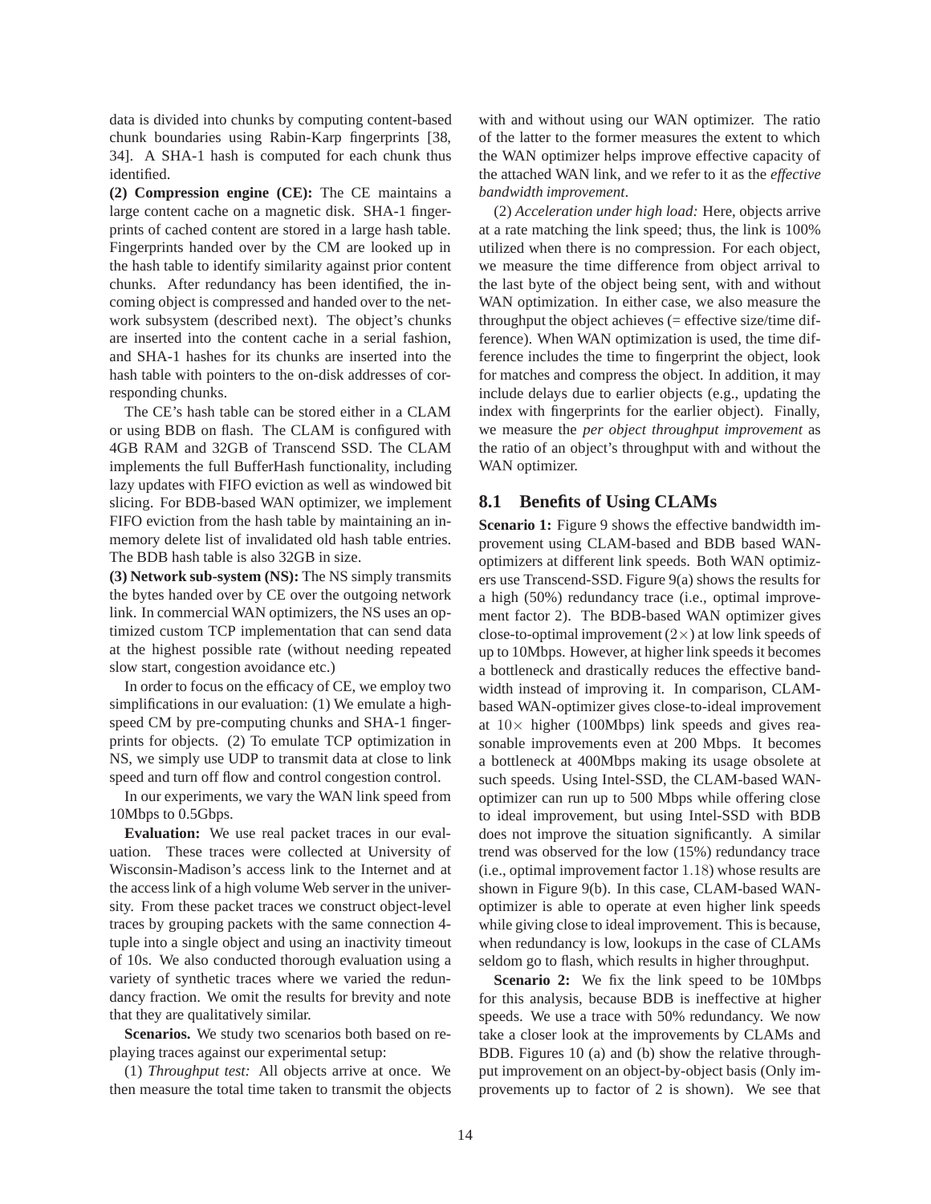data is divided into chunks by computing content-based chunk boundaries using Rabin-Karp fingerprints [38, 34]. A SHA-1 hash is computed for each chunk thus identified.

**(2) Compression engine (CE):** The CE maintains a large content cache on a magnetic disk. SHA-1 fingerprints of cached content are stored in a large hash table. Fingerprints handed over by the CM are looked up in the hash table to identify similarity against prior content chunks. After redundancy has been identified, the incoming object is compressed and handed over to the network subsystem (described next). The object's chunks are inserted into the content cache in a serial fashion, and SHA-1 hashes for its chunks are inserted into the hash table with pointers to the on-disk addresses of corresponding chunks.

The CE's hash table can be stored either in a CLAM or using BDB on flash. The CLAM is configured with 4GB RAM and 32GB of Transcend SSD. The CLAM implements the full BufferHash functionality, including lazy updates with FIFO eviction as well as windowed bit slicing. For BDB-based WAN optimizer, we implement FIFO eviction from the hash table by maintaining an in-memory delete list of invalidated old hash table entries. The BDB hash table is also 32GB in size.

**(3) Network sub-system (NS):** The NS simply transmits the bytes handed over by CE over the outgoing network link. In commercial WAN optimizers, the NS uses an optimized custom TCP implementation that can send data at the highest possible rate (without needing repeated slow start, congestion avoidance etc.)

In order to focus on the efficacy of CE, we employ two simplifications in our evaluation: (1) We emulate a high-speed CM by pre-computing chunks and SHA-1 fingerprints for objects. (2) To emulate TCP optimization in NS, we simply use UDP to transmit data at close to link speed and turn off flow and control congestion control.

In our experiments, we vary the WAN link speed from 10Mbps to 0.5Gbps.

**Evaluation:** We use real packet traces in our evaluation. These traces were collected at University of Wisconsin-Madison's access link to the Internet and at the access link of a high volume Web server in the university. From these packet traces we construct object-level traces by grouping packets with the same connection 4-tuple into a single object and using an inactivity timeout of 10s. We also conducted thorough evaluation using a variety of synthetic traces where we varied the redundancy fraction. We omit the results for brevity and note that they are qualitatively similar.

**Scenarios.** We study two scenarios both based on replaying traces against our experimental setup:

(1) *Throughput test:* All objects arrive at once. We then measure the total time taken to transmit the objects with and without using our WAN optimizer. The ratio of the latter to the former measures the extent to which the WAN optimizer helps improve effective capacity of the attached WAN link, and we refer to it as the *effective bandwidth improvement*.

(2) *Acceleration under high load:* Here, objects arrive at a rate matching the link speed; thus, the link is 100% utilized when there is no compression. For each object, we measure the time difference from object arrival to the last byte of the object being sent, with and without WAN optimization. In either case, we also measure the throughput the object achieves (= effective size/time difference). When WAN optimization is used, the time difference includes the time to fingerprint the object, look for matches and compress the object. In addition, it may include delays due to earlier objects (e.g., updating the index with fingerprints for the earlier object). Finally, we measure the *per object throughput improvement* as the ratio of an object's throughput with and without the WAN optimizer.

## 8.1 Benefits of Using CLAMs

**Scenario 1:** Figure 9 shows the effective bandwidth improvement using CLAM-based and BDB based WAN-optimizers at different link speeds. Both WAN optimizers use Transcend-SSD. Figure 9(a) shows the results for a high (50%) redundancy trace (i.e., optimal improvement factor 2). The BDB-based WAN optimizer gives close-to-optimal improvement ($2\times$) at low link speeds of up to 10Mbps. However, at higher link speeds it becomes a bottleneck and drastically reduces the effective bandwidth instead of improving it. In comparison, CLAM-based WAN-optimizer gives close-to-ideal improvement at $10\times$ higher (100Mbps) link speeds and gives reasonable improvements even at 200 Mbps. It becomes a bottleneck at 400Mbps making its usage obsolete at such speeds. Using Intel-SSD, the CLAM-based WAN-optimizer can run up to 500 Mbps while offering close to ideal improvement, but using Intel-SSD with BDB does not improve the situation significantly. A similar trend was observed for the low (15%) redundancy trace (i.e., optimal improvement factor 1.18) whose results are shown in Figure 9(b). In this case, CLAM-based WAN-optimizer is able to operate at even higher link speeds while giving close to ideal improvement. This is because, when redundancy is low, lookups in the case of CLAMs seldom go to flash, which results in higher throughput.

**Scenario 2:** We fix the link speed to be 10Mbps for this analysis, because BDB is ineffective at higher speeds. We use a trace with 50% redundancy. We now take a closer look at the improvements by CLAMs and BDB. Figures 10 (a) and (b) show the relative throughput improvement on an object-by-object basis (Only improvements up to factor of 2 is shown). We see that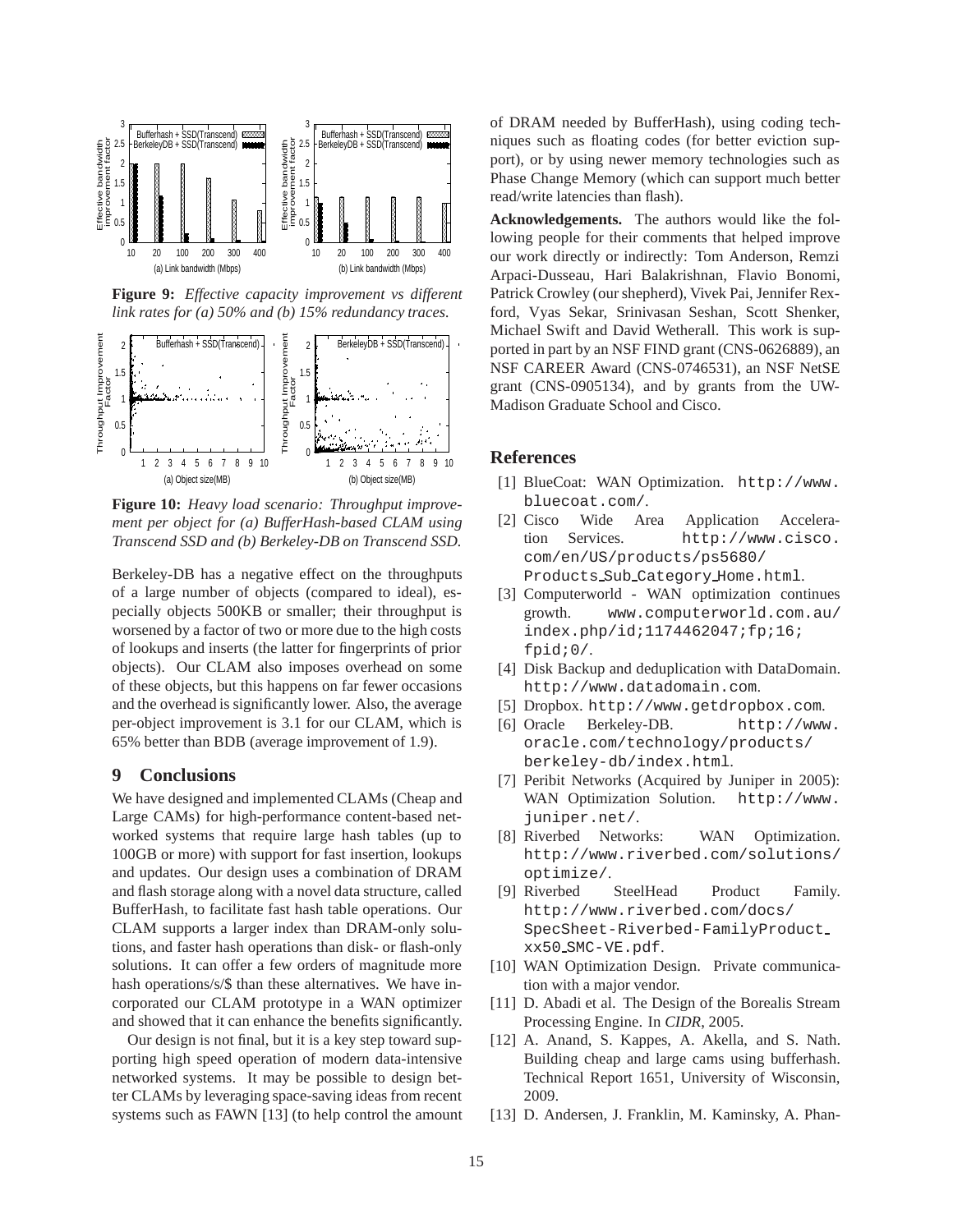**Figure 9:** *Effective capacity improvement vs different link rates for (a) 50% and (b) 15% redundancy traces.*

**Figure 10:** *Heavy load scenario: Throughput improvement per object for (a) BufferHash-based CLAM using Transcend SSD and (b) Berkeley-DB on Transcend SSD.*

Berkeley-DB has a negative effect on the throughputs of a large number of objects (compared to ideal), especially objects 500KB or smaller; their throughput is worsened by a factor of two or more due to the high costs of lookups and inserts (the latter for fingerprints of prior objects). Our CLAM also imposes overhead on some of these objects, but this happens on far fewer occasions and the overhead is significantly lower. Also, the average per-object improvement is 3.1 for our CLAM, which is 65% better than BDB (average improvement of 1.9).

## 9 Conclusions

We have designed and implemented CLAMs (Cheap and Large CAMs) for high-performance content-based networked systems that require large hash tables (up to 100GB or more) with support for fast insertion, lookups and updates. Our design uses a combination of DRAM and flash storage along with a novel data structure, called BufferHash, to facilitate fast hash table operations. Our CLAM supports a larger index than DRAM-only solutions, and faster hash operations than disk- or flash-only solutions. It can offer a few orders of magnitude more hash operations/s/$ than these alternatives. We have incorporated our CLAM prototype in a WAN optimizer and showed that it can enhance the benefits significantly.

Our design is not final, but it is a key step toward supporting high speed operation of modern data-intensive networked systems. It may be possible to design better CLAMs by leveraging space-saving ideas from recent systems such as FAWN [13] (to help control the amount of DRAM needed by BufferHash), using coding techniques such as floating codes (for better eviction support), or by using newer memory technologies such as Phase Change Memory (which can support much better read/write latencies than flash).

**Acknowledgements.** The authors would like the following people for their comments that helped improve our work directly or indirectly: Tom Anderson, Remzi Arpaci-Dusseau, Hari Balakrishnan, Flavio Bonomi, Patrick Crowley (our shepherd), Vivek Pai, Jennifer Rexford, Vyas Sekar, Srinivasan Seshan, Scott Shenker, Michael Swift and David Wetherall. This work is supported in part by an NSF FIND grant (CNS-0626889), an NSF CAREER Award (CNS-0746531), an NSF NetSE grant (CNS-0905134), and by grants from the UW-Madison Graduate School and Cisco.

## References

[1] BlueCoat: WAN Optimization. `http://www.bluecoat.com/`.

[2] Cisco Wide Area Application Acceleration Services. `http://www.cisco.com/en/US/products/ps5680/Products_Sub_Category_Home.html`.

[3] Computerworld - WAN optimization continues growth. `www.computerworld.com.au/index.php/id;1174462047;fp;16;fpid;0/`.

[4] Disk Backup and deduplication with DataDomain. `http://www.datadomain.com`.

[5] Dropbox. `http://www.getdropbox.com`.

[6] Oracle Berkeley-DB. `http://www.oracle.com/technology/products/berkeley-db/index.html`.

[7] Peribit Networks (Acquired by Juniper in 2005): WAN Optimization Solution. `http://www.juniper.net/`.

[8] Riverbed Networks: WAN Optimization. `http://www.riverbed.com/solutions/optimize/`.

[9] Riverbed SteelHead Product Family. `http://www.riverbed.com/docs/SpecSheet-Riverbed-FamilyProduct_xx50_SMC-VE.pdf`.

[10] WAN Optimization Design. Private communication with a major vendor.

[11] D. Abadi et al. The Design of the Borealis Stream Processing Engine. In *CIDR*, 2005.

[12] A. Anand, S. Kappes, A. Akella, and S. Nath. Building cheap and large cams using bufferhash. Technical Report 1651, University of Wisconsin, 2009.

[13] D. Andersen, J. Franklin, M. Kaminsky, A. Phan-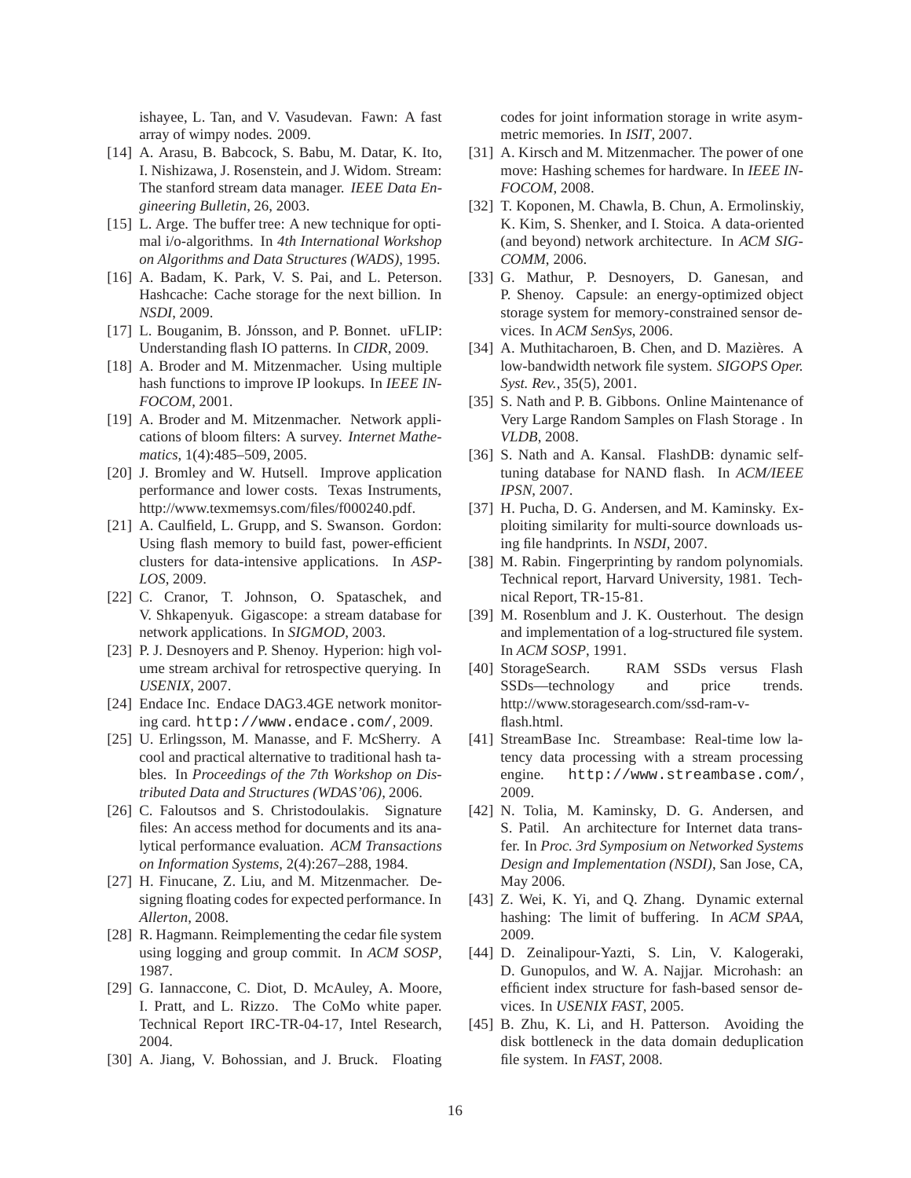ishayee, L. Tan, and V. Vasudevan. Fawn: A fast array of wimpy nodes. 2009.

[14] A. Arasu, B. Babcock, S. Babu, M. Datar, K. Ito, I. Nishizawa, J. Rosenstein, and J. Widom. Stream: The stanford stream data manager. *IEEE Data Engineering Bulletin*, 26, 2003.

[15] L. Arge. The buffer tree: A new technique for optimal i/o-algorithms. In *4th International Workshop on Algorithms and Data Structures (WADS)*, 1995.

[16] A. Badam, K. Park, V. S. Pai, and L. Peterson. Hashcache: Cache storage for the next billion. In *NSDI*, 2009.

[17] L. Bouganim, B. Jónsson, and P. Bonnet. uFLIP: Understanding flash IO patterns. In *CIDR*, 2009.

[18] A. Broder and M. Mitzenmacher. Using multiple hash functions to improve IP lookups. In *IEEE INFOCOM*, 2001.

[19] A. Broder and M. Mitzenmacher. Network applications of bloom filters: A survey. *Internet Mathematics*, 1(4):485–509, 2005.

[20] J. Bromley and W. Hutsell. Improve application performance and lower costs. Texas Instruments, http://www.texmemsys.com/files/f000240.pdf.

[21] A. Caulfield, L. Grupp, and S. Swanson. Gordon: Using flash memory to build fast, power-efficient clusters for data-intensive applications. In *ASPLOS*, 2009.

[22] C. Cranor, T. Johnson, O. Spataschek, and V. Shkapenyuk. Gigascope: a stream database for network applications. In *SIGMOD*, 2003.

[23] P. J. Desnoyers and P. Shenoy. Hyperion: high volume stream archival for retrospective querying. In *USENIX*, 2007.

[24] Endace Inc. Endace DAG3.4GE network monitoring card. `http://www.endace.com/`, 2009.

[25] U. Erlingsson, M. Manasse, and F. McSherry. A cool and practical alternative to traditional hash tables. In *Proceedings of the 7th Workshop on Distributed Data and Structures (WDAS'06)*, 2006.

[26] C. Faloutsos and S. Christodoulakis. Signature files: An access method for documents and its analytical performance evaluation. *ACM Transactions on Information Systems*, 2(4):267–288, 1984.

[27] H. Finucane, Z. Liu, and M. Mitzenmacher. Designing floating codes for expected performance. In *Allerton*, 2008.

[28] R. Hagmann. Reimplementing the cedar file system using logging and group commit. In *ACM SOSP*, 1987.

[29] G. Iannaccone, C. Diot, D. McAuley, A. Moore, I. Pratt, and L. Rizzo. The CoMo white paper. Technical Report IRC-TR-04-17, Intel Research, 2004.

[30] A. Jiang, V. Bohossian, and J. Bruck. Floating codes for joint information storage in write asymmetric memories. In *ISIT*, 2007.

[31] A. Kirsch and M. Mitzenmacher. The power of one move: Hashing schemes for hardware. In *IEEE INFOCOM*, 2008.

[32] T. Koponen, M. Chawla, B. Chun, A. Ermolinskiy, K. Kim, S. Shenker, and I. Stoica. A data-oriented (and beyond) network architecture. In *ACM SIGCOMM*, 2006.

[33] G. Mathur, P. Desnoyers, D. Ganesan, and P. Shenoy. Capsule: an energy-optimized object storage system for memory-constrained sensor devices. In *ACM SenSys*, 2006.

[34] A. Muthitacharoen, B. Chen, and D. Mazières. A low-bandwidth network file system. *SIGOPS Oper. Syst. Rev.*, 35(5), 2001.

[35] S. Nath and P. B. Gibbons. Online Maintenance of Very Large Random Samples on Flash Storage . In *VLDB*, 2008.

[36] S. Nath and A. Kansal. FlashDB: dynamic self-tuning database for NAND flash. In *ACM/IEEE IPSN*, 2007.

[37] H. Pucha, D. G. Andersen, and M. Kaminsky. Exploiting similarity for multi-source downloads using file handprints. In *NSDI*, 2007.

[38] M. Rabin. Fingerprinting by random polynomials. Technical report, Harvard University, 1981. Technical Report, TR-15-81.

[39] M. Rosenblum and J. K. Ousterhout. The design and implementation of a log-structured file system. In *ACM SOSP*, 1991.

[40] StorageSearch. RAM SSDs versus Flash SSDs—technology and price trends. http://www.storagesearch.com/ssd-ram-v-flash.html.

[41] StreamBase Inc. Streambase: Real-time low latency data processing with a stream processing engine. `http://www.streambase.com/`, 2009.

[42] N. Tolia, M. Kaminsky, D. G. Andersen, and S. Patil. An architecture for Internet data transfer. In *Proc. 3rd Symposium on Networked Systems Design and Implementation (NSDI)*, San Jose, CA, May 2006.

[43] Z. Wei, K. Yi, and Q. Zhang. Dynamic external hashing: The limit of buffering. In *ACM SPAA*, 2009.

[44] D. Zeinalipour-Yazti, S. Lin, V. Kalogeraki, D. Gunopulos, and W. A. Najjar. Microhash: an efficient index structure for fash-based sensor devices. In *USENIX FAST*, 2005.

[45] B. Zhu, K. Li, and H. Patterson. Avoiding the disk bottleneck in the data domain deduplication file system. In *FAST*, 2008.